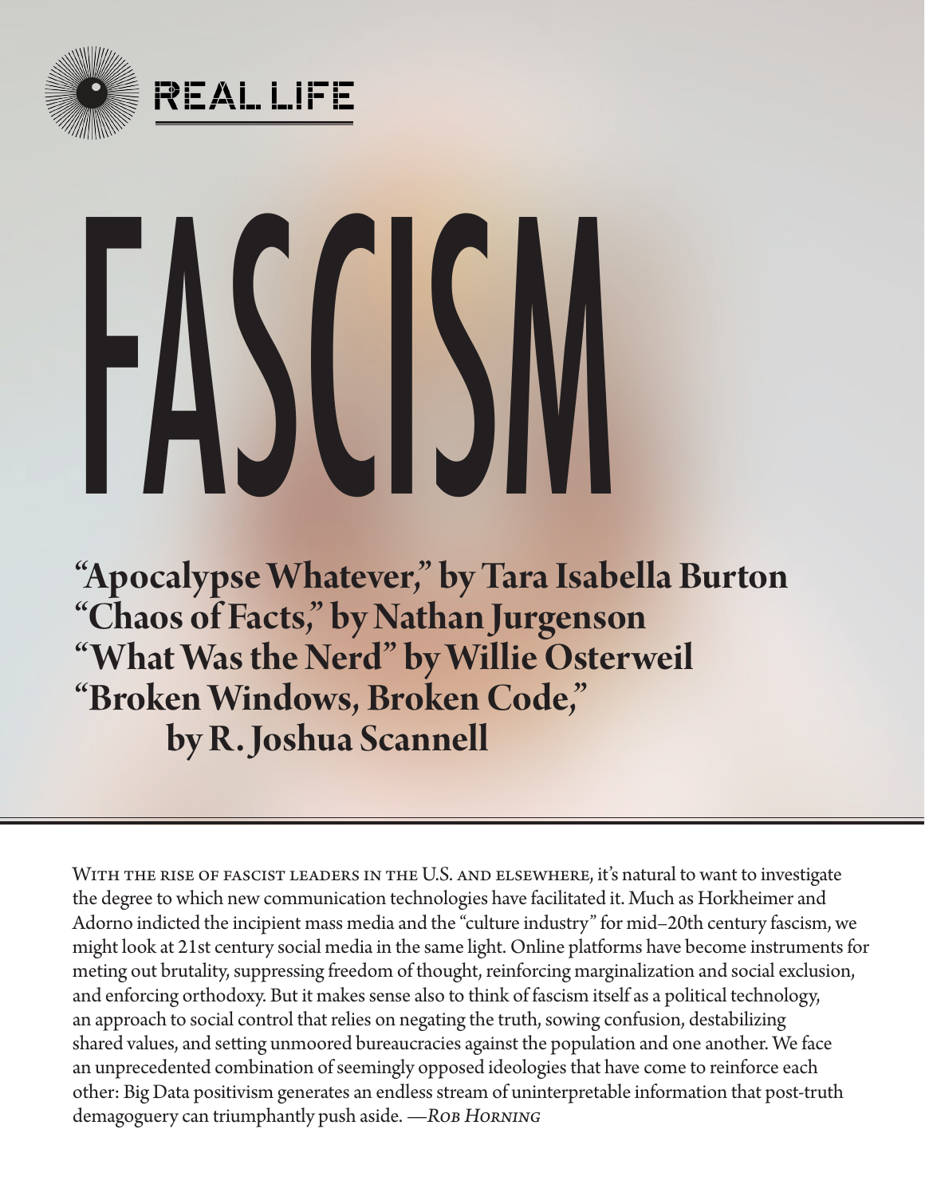REAL LIFE

# FASCISM

**"Apocalypse Whatever," by Tara Isabella Burton**
**"Chaos of Facts," by Nathan Jurgenson**
**"What Was the Nerd" by Willie Osterweil**
**"Broken Windows, Broken Code," by R. Joshua Scannell**

With the rise of fascist leaders in the U.S. and elsewhere, it's natural to want to investigate the degree to which new communication technologies have facilitated it. Much as Horkheimer and Adorno indicted the incipient mass media and the "culture industry" for mid–20th century fascism, we might look at 21st century social media in the same light. Online platforms have become instruments for meting out brutality, suppressing freedom of thought, reinforcing marginalization and social exclusion, and enforcing orthodoxy. But it makes sense also to think of fascism itself as a political technology, an approach to social control that relies on negating the truth, sowing confusion, destabilizing shared values, and setting unmoored bureaucracies against the population and one another. We face an unprecedented combination of seemingly opposed ideologies that have come to reinforce each other: Big Data positivism generates an endless stream of uninterpretable information that post-truth demagoguery can triumphantly push aside. —*Rob Horning*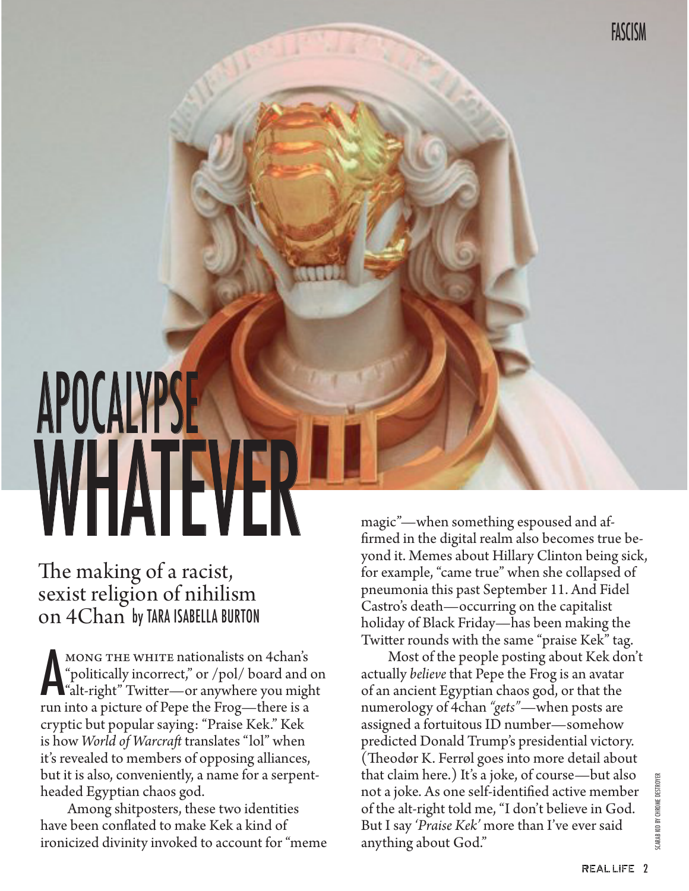# APOCALYPSE WHATEVER

## The making of a racist, sexist religion of nihilism on 4Chan

by TARA ISABELLA BURTON

Among the white nationalists on 4chan's "politically incorrect," or /pol/ board and on "alt-right" Twitter—or anywhere you might run into a picture of Pepe the Frog—there is a cryptic but popular saying: "Praise Kek." Kek is how *World of Warcraft* translates "lol" when it's revealed to members of opposing alliances, but it is also, conveniently, a name for a serpent-headed Egyptian chaos god.

Among shitposters, these two identities have been conflated to make Kek a kind of ironicized divinity invoked to account for "meme magic"—when something espoused and affirmed in the digital realm also becomes true beyond it. Memes about Hillary Clinton being sick, for example, "came true" when she collapsed of pneumonia this past September 11. And Fidel Castro's death—occurring on the capitalist holiday of Black Friday—has been making the Twitter rounds with the same "praise Kek" tag.

Most of the people posting about Kek don't actually *believe* that Pepe the Frog is an avatar of an ancient Egyptian chaos god, or that the numerology of 4chan *"gets"*—when posts are assigned a fortuitous ID number—somehow predicted Donald Trump's presidential victory. (Theodør K. Ferrøl goes into more detail about that claim here.) It's a joke, of course—but also not a joke. As one self-identified active member of the alt-right told me, "I don't believe in God. But I say *'Praise Kek'* more than I've ever said anything about God."

SCARAB KID BY CHROME DESTROYER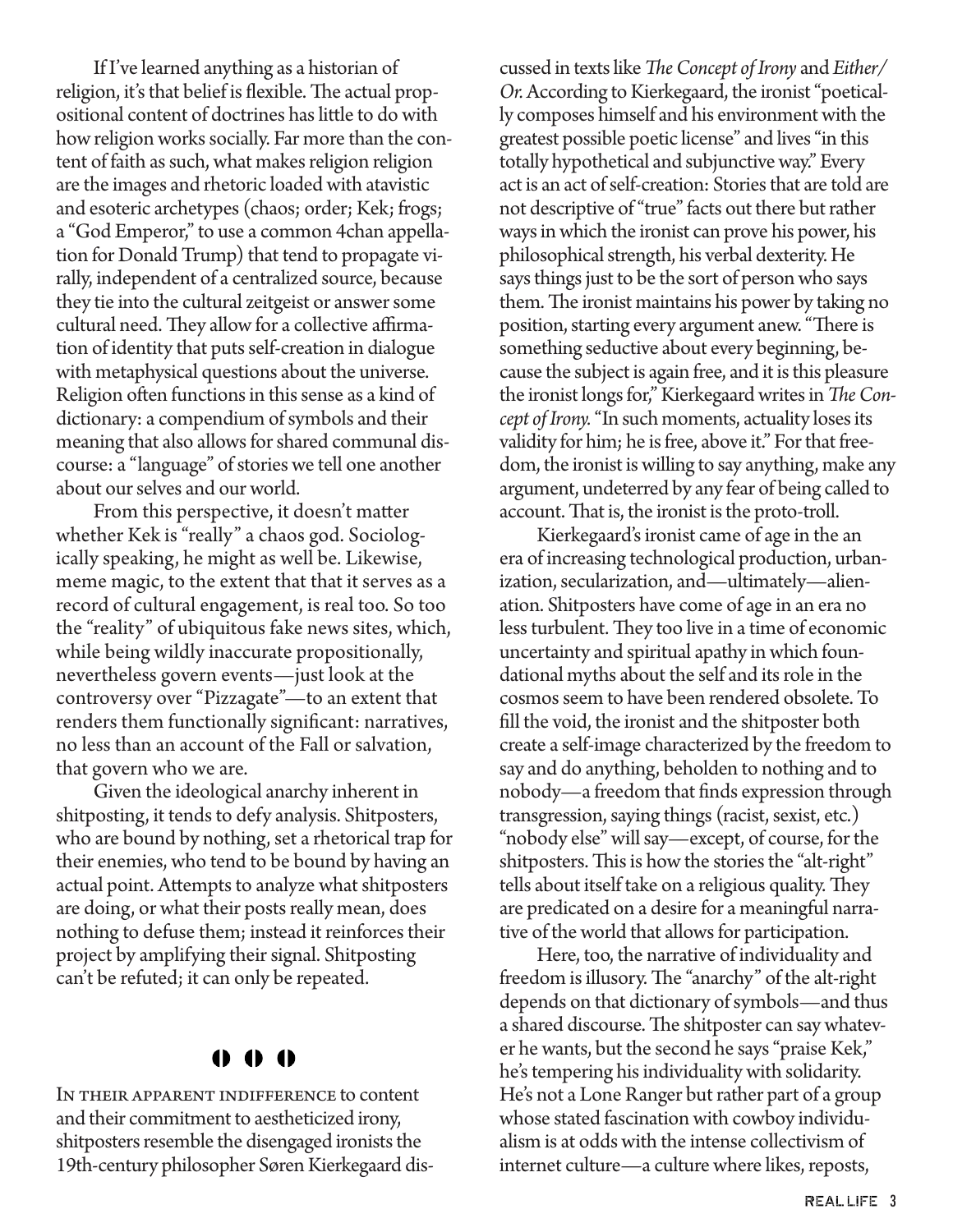If I've learned anything as a historian of religion, it's that belief is flexible. The actual propositional content of doctrines has little to do with how religion works socially. Far more than the content of faith as such, what makes religion religion are the images and rhetoric loaded with atavistic and esoteric archetypes (chaos; order; Kek; frogs; a "God Emperor," to use a common 4chan appellation for Donald Trump) that tend to propagate virally, independent of a centralized source, because they tie into the cultural zeitgeist or answer some cultural need. They allow for a collective affirmation of identity that puts self-creation in dialogue with metaphysical questions about the universe. Religion often functions in this sense as a kind of dictionary: a compendium of symbols and their meaning that also allows for shared communal discourse: a "language" of stories we tell one another about our selves and our world.

From this perspective, it doesn't matter whether Kek is "really" a chaos god. Sociologically speaking, he might as well be. Likewise, meme magic, to the extent that that it serves as a record of cultural engagement, is real too. So too the "reality" of ubiquitous fake news sites, which, while being wildly inaccurate propositionally, nevertheless govern events—just look at the controversy over "Pizzagate"—to an extent that renders them functionally significant: narratives, no less than an account of the Fall or salvation, that govern who we are.

Given the ideological anarchy inherent in shitposting, it tends to defy analysis. Shitposters, who are bound by nothing, set a rhetorical trap for their enemies, who tend to be bound by having an actual point. Attempts to analyze what shitposters are doing, or what their posts really mean, does nothing to defuse them; instead it reinforces their project by amplifying their signal. Shitposting can't be refuted; it can only be repeated.

---

In their apparent indifference to content and their commitment to aestheticized irony, shitposters resemble the disengaged ironists the 19th-century philosopher Søren Kierkegaard discussed in texts like *The Concept of Irony* and *Either/Or*. According to Kierkegaard, the ironist "poetically composes himself and his environment with the greatest possible poetic license" and lives "in this totally hypothetical and subjunctive way." Every act is an act of self-creation: Stories that are told are not descriptive of "true" facts out there but rather ways in which the ironist can prove his power, his philosophical strength, his verbal dexterity. He says things just to be the sort of person who says them. The ironist maintains his power by taking no position, starting every argument anew. "There is something seductive about every beginning, because the subject is again free, and it is this pleasure the ironist longs for," Kierkegaard writes in *The Concept of Irony*. "In such moments, actuality loses its validity for him; he is free, above it." For that freedom, the ironist is willing to say anything, make any argument, undeterred by any fear of being called to account. That is, the ironist is the proto-troll.

Kierkegaard's ironist came of age in the an era of increasing technological production, urbanization, secularization, and—ultimately—alienation. Shitposters have come of age in an era no less turbulent. They too live in a time of economic uncertainty and spiritual apathy in which foundational myths about the self and its role in the cosmos seem to have been rendered obsolete. To fill the void, the ironist and the shitposter both create a self-image characterized by the freedom to say and do anything, beholden to nothing and to nobody—a freedom that finds expression through transgression, saying things (racist, sexist, etc.) "nobody else" will say—except, of course, for the shitposters. This is how the stories the "alt-right" tells about itself take on a religious quality. They are predicated on a desire for a meaningful narrative of the world that allows for participation.

Here, too, the narrative of individuality and freedom is illusory. The "anarchy" of the alt-right depends on that dictionary of symbols—and thus a shared discourse. The shitposter can say whatever he wants, but the second he says "praise Kek," he's tempering his individuality with solidarity. He's not a Lone Ranger but rather part of a group whose stated fascination with cowboy individualism is at odds with the intense collectivism of internet culture—a culture where likes, reposts,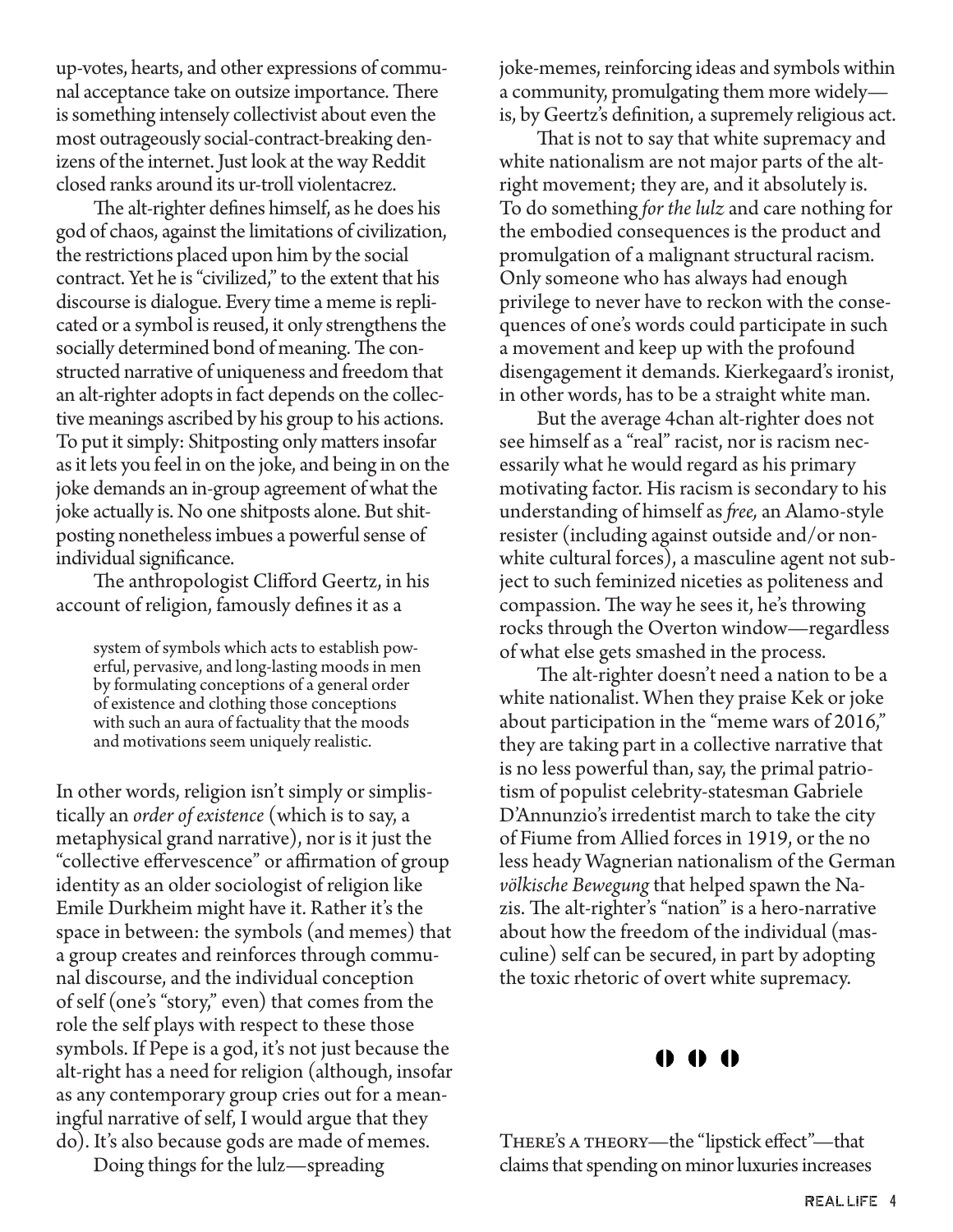up-votes, hearts, and other expressions of communal acceptance take on outsize importance. There is something intensely collectivist about even the most outrageously social-contract-breaking denizens of the internet. Just look at the way Reddit closed ranks around its ur-troll violentacrez.

The alt-righter defines himself, as he does his god of chaos, against the limitations of civilization, the restrictions placed upon him by the social contract. Yet he is "civilized," to the extent that his discourse is dialogue. Every time a meme is replicated or a symbol is reused, it only strengthens the socially determined bond of meaning. The constructed narrative of uniqueness and freedom that an alt-righter adopts in fact depends on the collective meanings ascribed by his group to his actions. To put it simply: Shitposting only matters insofar as it lets you feel in on the joke, and being in on the joke demands an in-group agreement of what the joke actually is. No one shitposts alone. But shitposting nonetheless imbues a powerful sense of individual significance.

The anthropologist Clifford Geertz, in his account of religion, famously defines it as a

> system of symbols which acts to establish powerful, pervasive, and long-lasting moods in men by formulating conceptions of a general order of existence and clothing those conceptions with such an aura of factuality that the moods and motivations seem uniquely realistic.

In other words, religion isn't simply or simplistically an *order of existence* (which is to say, a metaphysical grand narrative), nor is it just the "collective effervescence" or affirmation of group identity as an older sociologist of religion like Emile Durkheim might have it. Rather it's the space in between: the symbols (and memes) that a group creates and reinforces through communal discourse, and the individual conception of self (one's "story," even) that comes from the role the self plays with respect to these those symbols. If Pepe is a god, it's not just because the alt-right has a need for religion (although, insofar as any contemporary group cries out for a meaningful narrative of self, I would argue that they do). It's also because gods are made of memes.

Doing things for the lulz—spreading joke-memes, reinforcing ideas and symbols within a community, promulgating them more widely—is, by Geertz's definition, a supremely religious act.

That is not to say that white supremacy and white nationalism are not major parts of the alt-right movement; they are, and it absolutely is. To do something *for the lulz* and care nothing for the embodied consequences is the product and promulgation of a malignant structural racism. Only someone who has always had enough privilege to never have to reckon with the consequences of one's words could participate in such a movement and keep up with the profound disengagement it demands. Kierkegaard's ironist, in other words, has to be a straight white man.

But the average 4chan alt-righter does not see himself as a "real" racist, nor is racism necessarily what he would regard as his primary motivating factor. His racism is secondary to his understanding of himself as *free,* an Alamo-style resister (including against outside and/or non-white cultural forces), a masculine agent not subject to such feminized niceties as politeness and compassion. The way he sees it, he's throwing rocks through the Overton window—regardless of what else gets smashed in the process.

The alt-righter doesn't need a nation to be a white nationalist. When they praise Kek or joke about participation in the "meme wars of 2016," they are taking part in a collective narrative that is no less powerful than, say, the primal patriotism of populist celebrity-statesman Gabriele D'Annunzio's irredentist march to take the city of Fiume from Allied forces in 1919, or the no less heady Wagnerian nationalism of the German *völkische Bewegung* that helped spawn the Nazis. The alt-righter's "nation" is a hero-narrative about how the freedom of the individual (masculine) self can be secured, in part by adopting the toxic rhetoric of overt white supremacy.

---

There's a theory—the "lipstick effect"—that claims that spending on minor luxuries increases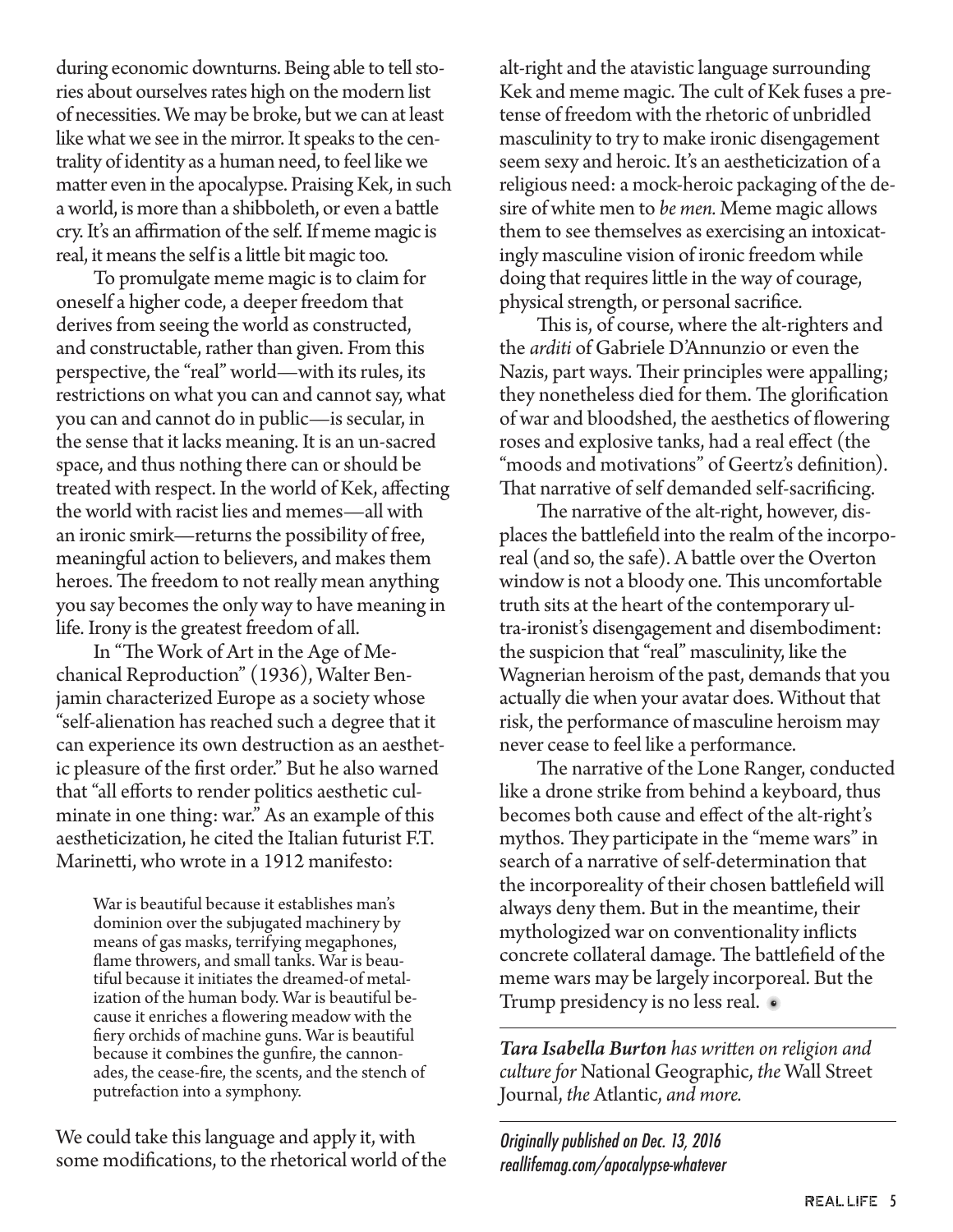during economic downturns. Being able to tell stories about ourselves rates high on the modern list of necessities. We may be broke, but we can at least like what we see in the mirror. It speaks to the centrality of identity as a human need, to feel like we matter even in the apocalypse. Praising Kek, in such a world, is more than a shibboleth, or even a battle cry. It's an affirmation of the self. If meme magic is real, it means the self is a little bit magic too.

To promulgate meme magic is to claim for oneself a higher code, a deeper freedom that derives from seeing the world as constructed, and constructable, rather than given. From this perspective, the "real" world—with its rules, its restrictions on what you can and cannot say, what you can and cannot do in public—is secular, in the sense that it lacks meaning. It is an un-sacred space, and thus nothing there can or should be treated with respect. In the world of Kek, affecting the world with racist lies and memes—all with an ironic smirk—returns the possibility of free, meaningful action to believers, and makes them heroes. The freedom to not really mean anything you say becomes the only way to have meaning in life. Irony is the greatest freedom of all.

In "The Work of Art in the Age of Mechanical Reproduction" (1936), Walter Benjamin characterized Europe as a society whose "self-alienation has reached such a degree that it can experience its own destruction as an aesthetic pleasure of the first order." But he also warned that "all efforts to render politics aesthetic culminate in one thing: war." As an example of this aestheticization, he cited the Italian futurist F.T. Marinetti, who wrote in a 1912 manifesto:

> War is beautiful because it establishes man's dominion over the subjugated machinery by means of gas masks, terrifying megaphones, flame throwers, and small tanks. War is beautiful because it initiates the dreamed-of metalization of the human body. War is beautiful because it enriches a flowering meadow with the fiery orchids of machine guns. War is beautiful because it combines the gunfire, the cannonades, the cease-fire, the scents, and the stench of putrefaction into a symphony.

We could take this language and apply it, with some modifications, to the rhetorical world of the alt-right and the atavistic language surrounding Kek and meme magic. The cult of Kek fuses a pretense of freedom with the rhetoric of unbridled masculinity to try to make ironic disengagement seem sexy and heroic. It's an aestheticization of a religious need: a mock-heroic packaging of the desire of white men to *be men.* Meme magic allows them to see themselves as exercising an intoxicatingly masculine vision of ironic freedom while doing that requires little in the way of courage, physical strength, or personal sacrifice.

This is, of course, where the alt-righters and the *arditi* of Gabriele D'Annunzio or even the Nazis, part ways. Their principles were appalling; they nonetheless died for them. The glorification of war and bloodshed, the aesthetics of flowering roses and explosive tanks, had a real effect (the "moods and motivations" of Geertz's definition). That narrative of self demanded self-sacrificing.

The narrative of the alt-right, however, displaces the battlefield into the realm of the incorporeal (and so, the safe). A battle over the Overton window is not a bloody one. This uncomfortable truth sits at the heart of the contemporary ultra-ironist's disengagement and disembodiment: the suspicion that "real" masculinity, like the Wagnerian heroism of the past, demands that you actually die when your avatar does. Without that risk, the performance of masculine heroism may never cease to feel like a performance.

The narrative of the Lone Ranger, conducted like a drone strike from behind a keyboard, thus becomes both cause and effect of the alt-right's mythos. They participate in the "meme wars" in search of a narrative of self-determination that the incorporeality of their chosen battlefield will always deny them. But in the meantime, their mythologized war on conventionality inflicts concrete collateral damage. The battlefield of the meme wars may be largely incorporeal. But the Trump presidency is no less real.

---

***Tara Isabella Burton*** *has written on religion and culture for* National Geographic, *the* Wall Street Journal, *the* Atlantic, *and more.*

---

*Originally published on Dec. 13, 2016*
*reallifemag.com/apocalypse-whatever*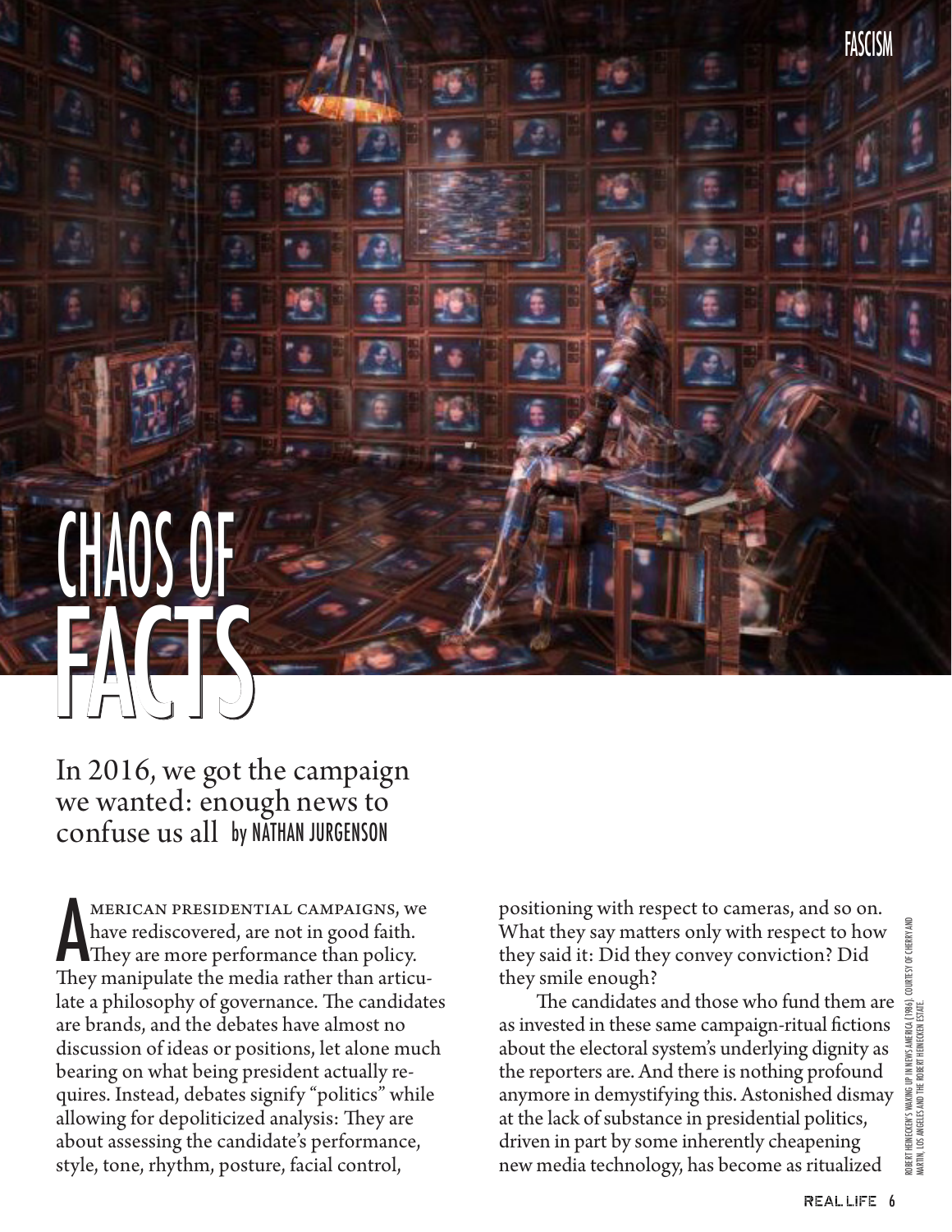# CHAOS OF FACTS

In 2016, we got the campaign we wanted: enough news to confuse us all by NATHAN JURGENSON

American presidential campaigns, we have rediscovered, are not in good faith. They are more performance than policy. They manipulate the media rather than articulate a philosophy of governance. The candidates are brands, and the debates have almost no discussion of ideas or positions, let alone much bearing on what being president actually requires. Instead, debates signify "politics" while allowing for depoliticized analysis: They are about assessing the candidate's performance, style, tone, rhythm, posture, facial control, positioning with respect to cameras, and so on. What they say matters only with respect to how they said it: Did they convey conviction? Did they smile enough?

The candidates and those who fund them are as invested in these same campaign-ritual fictions about the electoral system's underlying dignity as the reporters are. And there is nothing profound anymore in demystifying this. Astonished dismay at the lack of substance in presidential politics, driven in part by some inherently cheapening new media technology, has become as ritualized

ROBERT HEINECKEN'S WAKING UP IN NEWS AMERICA (1986). COURTESY OF CHERRY AND MARTIN, LOS ANGELES AND THE ROBERT HEINECKEN ESTATE.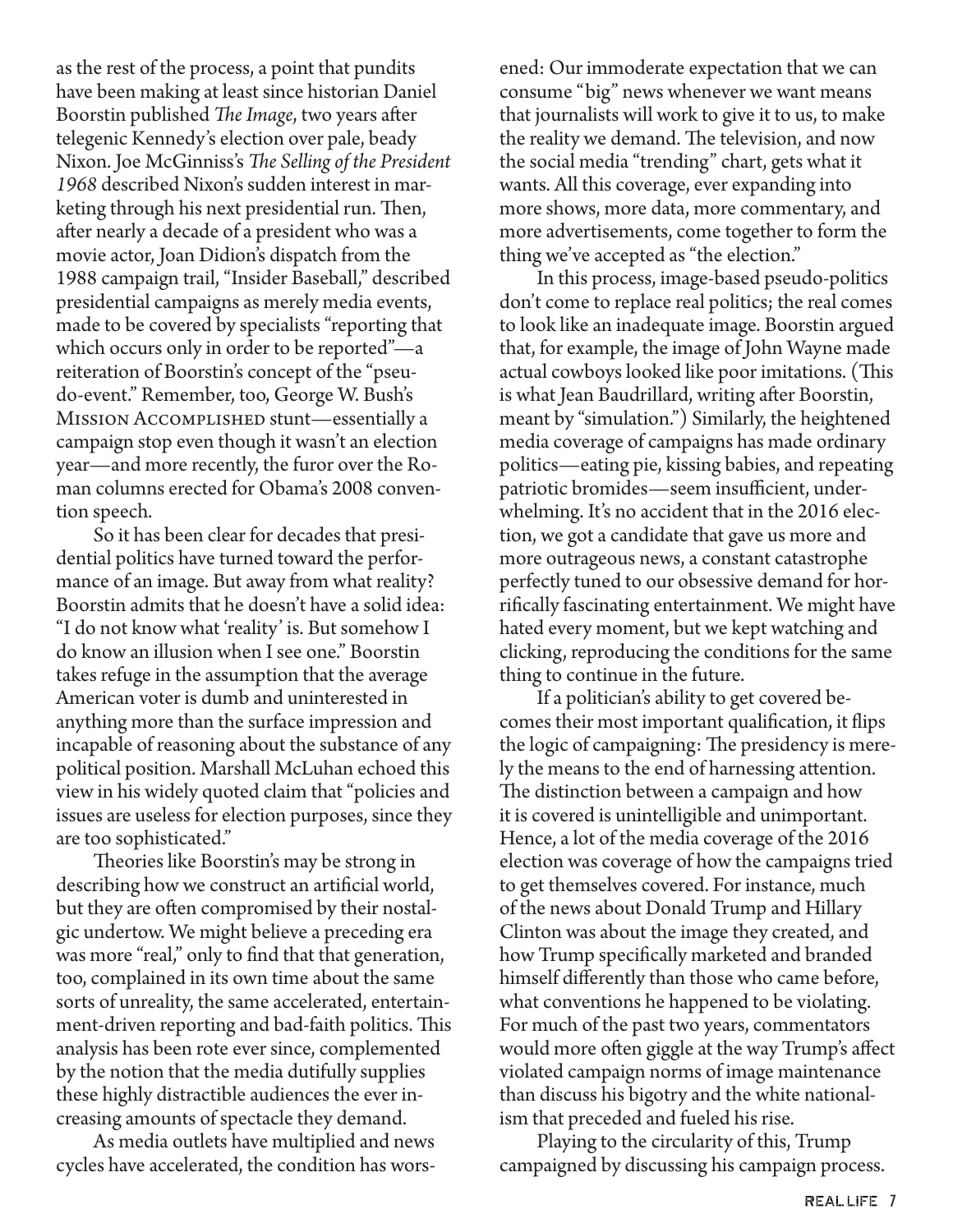as the rest of the process, a point that pundits have been making at least since historian Daniel Boorstin published *The Image*, two years after telegenic Kennedy's election over pale, beady Nixon. Joe McGinniss's *The Selling of the President 1968* described Nixon's sudden interest in marketing through his next presidential run. Then, after nearly a decade of a president who was a movie actor, Joan Didion's dispatch from the 1988 campaign trail, "Insider Baseball," described presidential campaigns as merely media events, made to be covered by specialists "reporting that which occurs only in order to be reported"—a reiteration of Boorstin's concept of the "pseudo-event." Remember, too, George W. Bush's MISSION ACCOMPLISHED stunt—essentially a campaign stop even though it wasn't an election year—and more recently, the furor over the Roman columns erected for Obama's 2008 convention speech.

So it has been clear for decades that presidential politics have turned toward the performance of an image. But away from what reality? Boorstin admits that he doesn't have a solid idea: "I do not know what 'reality' is. But somehow I do know an illusion when I see one." Boorstin takes refuge in the assumption that the average American voter is dumb and uninterested in anything more than the surface impression and incapable of reasoning about the substance of any political position. Marshall McLuhan echoed this view in his widely quoted claim that "policies and issues are useless for election purposes, since they are too sophisticated."

Theories like Boorstin's may be strong in describing how we construct an artificial world, but they are often compromised by their nostalgic undertow. We might believe a preceding era was more "real," only to find that that generation, too, complained in its own time about the same sorts of unreality, the same accelerated, entertainment-driven reporting and bad-faith politics. This analysis has been rote ever since, complemented by the notion that the media dutifully supplies these highly distractible audiences the ever increasing amounts of spectacle they demand.

As media outlets have multiplied and news cycles have accelerated, the condition has worsened: Our immoderate expectation that we can consume "big" news whenever we want means that journalists will work to give it to us, to make the reality we demand. The television, and now the social media "trending" chart, gets what it wants. All this coverage, ever expanding into more shows, more data, more commentary, and more advertisements, come together to form the thing we've accepted as "the election."

In this process, image-based pseudo-politics don't come to replace real politics; the real comes to look like an inadequate image. Boorstin argued that, for example, the image of John Wayne made actual cowboys looked like poor imitations. (This is what Jean Baudrillard, writing after Boorstin, meant by "simulation.") Similarly, the heightened media coverage of campaigns has made ordinary politics—eating pie, kissing babies, and repeating patriotic bromides—seem insufficient, underwhelming. It's no accident that in the 2016 election, we got a candidate that gave us more and more outrageous news, a constant catastrophe perfectly tuned to our obsessive demand for horrifically fascinating entertainment. We might have hated every moment, but we kept watching and clicking, reproducing the conditions for the same thing to continue in the future.

If a politician's ability to get covered becomes their most important qualification, it flips the logic of campaigning: The presidency is merely the means to the end of harnessing attention. The distinction between a campaign and how it is covered is unintelligible and unimportant. Hence, a lot of the media coverage of the 2016 election was coverage of how the campaigns tried to get themselves covered. For instance, much of the news about Donald Trump and Hillary Clinton was about the image they created, and how Trump specifically marketed and branded himself differently than those who came before, what conventions he happened to be violating. For much of the past two years, commentators would more often giggle at the way Trump's affect violated campaign norms of image maintenance than discuss his bigotry and the white nationalism that preceded and fueled his rise.

Playing to the circularity of this, Trump campaigned by discussing his campaign process.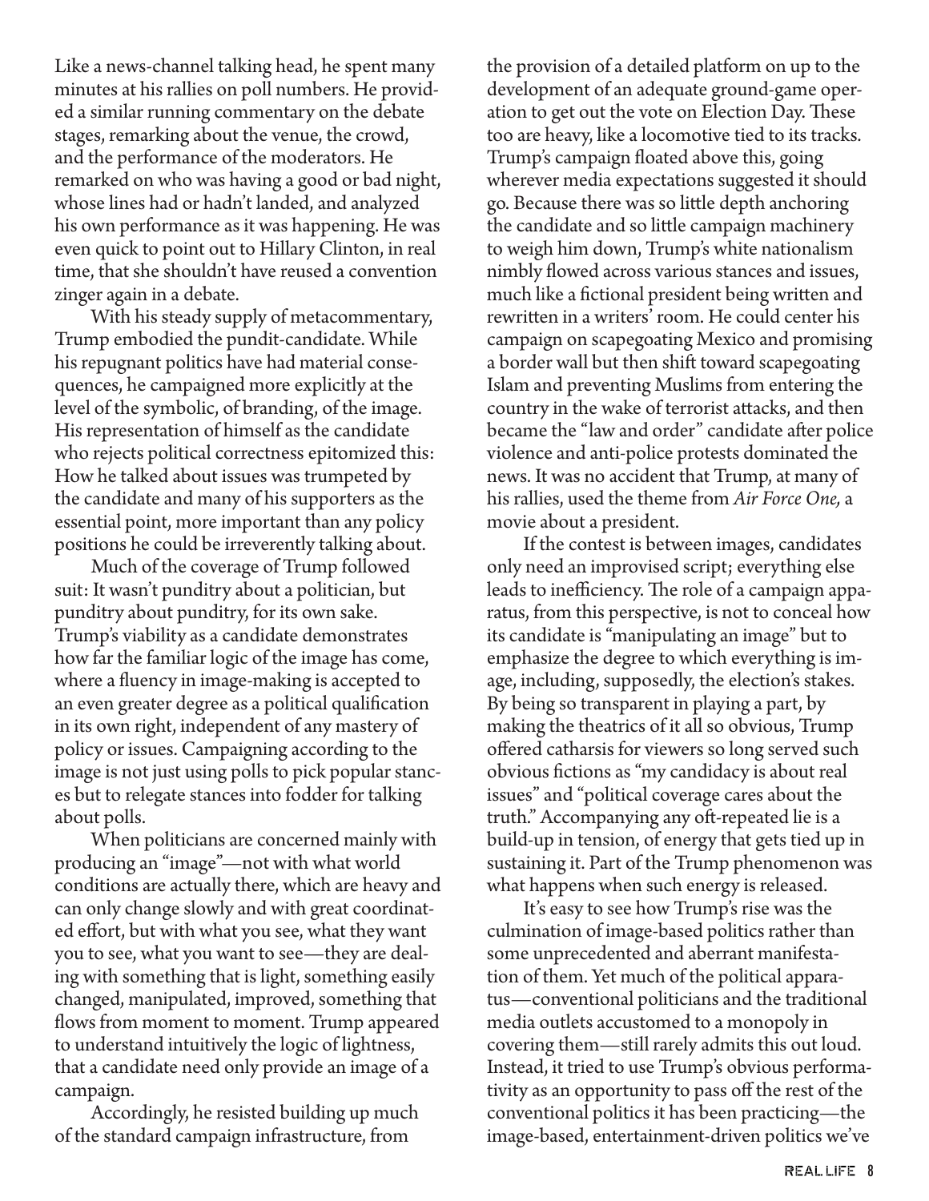Like a news-channel talking head, he spent many minutes at his rallies on poll numbers. He provided a similar running commentary on the debate stages, remarking about the venue, the crowd, and the performance of the moderators. He remarked on who was having a good or bad night, whose lines had or hadn't landed, and analyzed his own performance as it was happening. He was even quick to point out to Hillary Clinton, in real time, that she shouldn't have reused a convention zinger again in a debate.

With his steady supply of metacommentary, Trump embodied the pundit-candidate. While his repugnant politics have had material consequences, he campaigned more explicitly at the level of the symbolic, of branding, of the image. His representation of himself as the candidate who rejects political correctness epitomized this: How he talked about issues was trumpeted by the candidate and many of his supporters as the essential point, more important than any policy positions he could be irreverently talking about.

Much of the coverage of Trump followed suit: It wasn't punditry about a politician, but punditry about punditry, for its own sake. Trump's viability as a candidate demonstrates how far the familiar logic of the image has come, where a fluency in image-making is accepted to an even greater degree as a political qualification in its own right, independent of any mastery of policy or issues. Campaigning according to the image is not just using polls to pick popular stances but to relegate stances into fodder for talking about polls.

When politicians are concerned mainly with producing an "image"—not with what world conditions are actually there, which are heavy and can only change slowly and with great coordinated effort, but with what you see, what they want you to see, what you want to see—they are dealing with something that is light, something easily changed, manipulated, improved, something that flows from moment to moment. Trump appeared to understand intuitively the logic of lightness, that a candidate need only provide an image of a campaign.

Accordingly, he resisted building up much of the standard campaign infrastructure, from the provision of a detailed platform on up to the development of an adequate ground-game operation to get out the vote on Election Day. These too are heavy, like a locomotive tied to its tracks. Trump's campaign floated above this, going wherever media expectations suggested it should go. Because there was so little depth anchoring the candidate and so little campaign machinery to weigh him down, Trump's white nationalism nimbly flowed across various stances and issues, much like a fictional president being written and rewritten in a writers' room. He could center his campaign on scapegoating Mexico and promising a border wall but then shift toward scapegoating Islam and preventing Muslims from entering the country in the wake of terrorist attacks, and then became the "law and order" candidate after police violence and anti-police protests dominated the news. It was no accident that Trump, at many of his rallies, used the theme from *Air Force One,* a movie about a president.

If the contest is between images, candidates only need an improvised script; everything else leads to inefficiency. The role of a campaign apparatus, from this perspective, is not to conceal how its candidate is "manipulating an image" but to emphasize the degree to which everything is image, including, supposedly, the election's stakes. By being so transparent in playing a part, by making the theatrics of it all so obvious, Trump offered catharsis for viewers so long served such obvious fictions as "my candidacy is about real issues" and "political coverage cares about the truth." Accompanying any oft-repeated lie is a build-up in tension, of energy that gets tied up in sustaining it. Part of the Trump phenomenon was what happens when such energy is released.

It's easy to see how Trump's rise was the culmination of image-based politics rather than some unprecedented and aberrant manifestation of them. Yet much of the political apparatus—conventional politicians and the traditional media outlets accustomed to a monopoly in covering them—still rarely admits this out loud. Instead, it tried to use Trump's obvious performativity as an opportunity to pass off the rest of the conventional politics it has been practicing—the image-based, entertainment-driven politics we've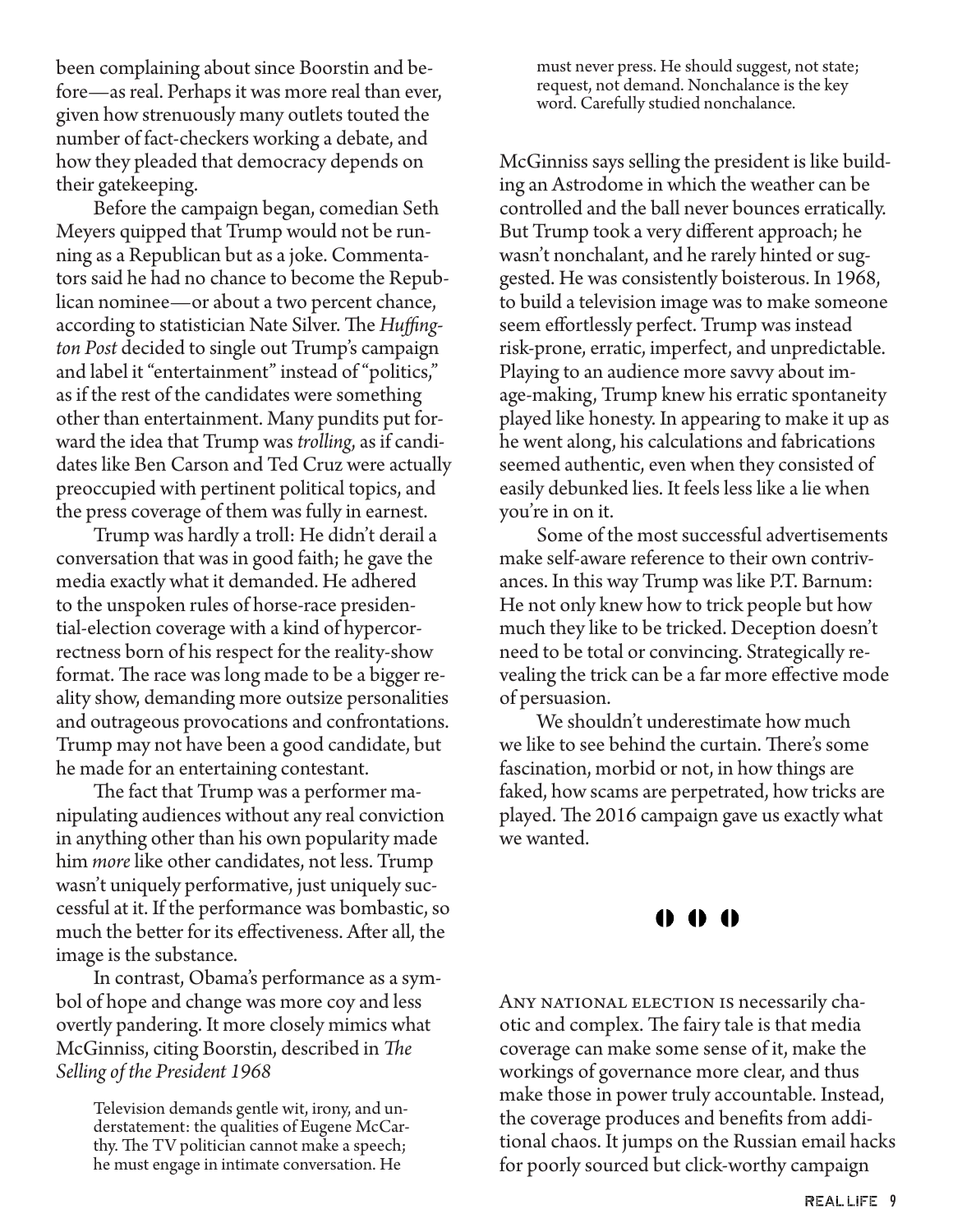been complaining about since Boorstin and before—as real. Perhaps it was more real than ever, given how strenuously many outlets touted the number of fact-checkers working a debate, and how they pleaded that democracy depends on their gatekeeping.

Before the campaign began, comedian Seth Meyers quipped that Trump would not be running as a Republican but as a joke. Commentators said he had no chance to become the Republican nominee—or about a two percent chance, according to statistician Nate Silver. The *Huffington Post* decided to single out Trump's campaign and label it "entertainment" instead of "politics," as if the rest of the candidates were something other than entertainment. Many pundits put forward the idea that Trump was *trolling*, as if candidates like Ben Carson and Ted Cruz were actually preoccupied with pertinent political topics, and the press coverage of them was fully in earnest.

Trump was hardly a troll: He didn't derail a conversation that was in good faith; he gave the media exactly what it demanded. He adhered to the unspoken rules of horse-race presidential-election coverage with a kind of hypercorrectness born of his respect for the reality-show format. The race was long made to be a bigger reality show, demanding more outsize personalities and outrageous provocations and confrontations. Trump may not have been a good candidate, but he made for an entertaining contestant.

The fact that Trump was a performer manipulating audiences without any real conviction in anything other than his own popularity made him *more* like other candidates, not less. Trump wasn't uniquely performative, just uniquely successful at it. If the performance was bombastic, so much the better for its effectiveness. After all, the image is the substance.

In contrast, Obama's performance as a symbol of hope and change was more coy and less overtly pandering. It more closely mimics what McGinniss, citing Boorstin, described in *The Selling of the President 1968*

> Television demands gentle wit, irony, and understatement: the qualities of Eugene McCarthy. The TV politician cannot make a speech; he must engage in intimate conversation. He must never press. He should suggest, not state; request, not demand. Nonchalance is the key word. Carefully studied nonchalance.

McGinniss says selling the president is like building an Astrodome in which the weather can be controlled and the ball never bounces erratically. But Trump took a very different approach; he wasn't nonchalant, and he rarely hinted or suggested. He was consistently boisterous. In 1968, to build a television image was to make someone seem effortlessly perfect. Trump was instead risk-prone, erratic, imperfect, and unpredictable. Playing to an audience more savvy about image-making, Trump knew his erratic spontaneity played like honesty. In appearing to make it up as he went along, his calculations and fabrications seemed authentic, even when they consisted of easily debunked lies. It feels less like a lie when you're in on it.

Some of the most successful advertisements make self-aware reference to their own contrivances. In this way Trump was like P.T. Barnum: He not only knew how to trick people but how much they like to be tricked. Deception doesn't need to be total or convincing. Strategically revealing the trick can be a far more effective mode of persuasion.

We shouldn't underestimate how much we like to see behind the curtain. There's some fascination, morbid or not, in how things are faked, how scams are perpetrated, how tricks are played. The 2016 campaign gave us exactly what we wanted.

---

Any national election is necessarily chaotic and complex. The fairy tale is that media coverage can make some sense of it, make the workings of governance more clear, and thus make those in power truly accountable. Instead, the coverage produces and benefits from additional chaos. It jumps on the Russian email hacks for poorly sourced but click-worthy campaign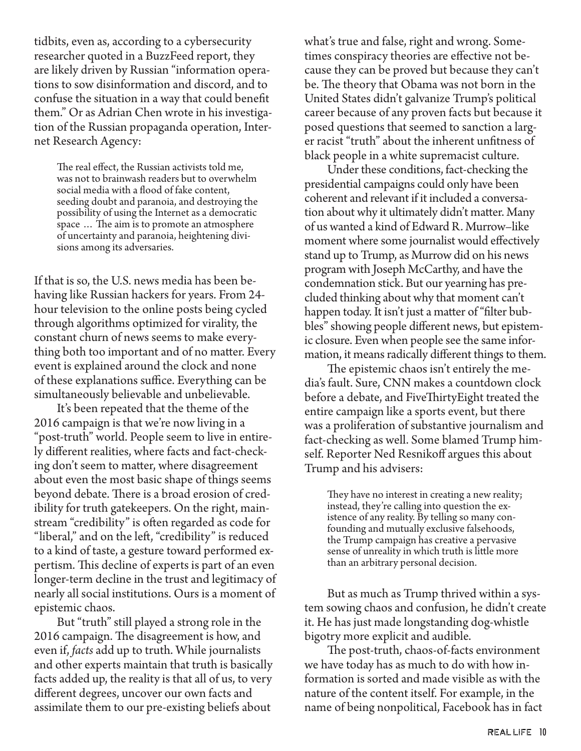tidbits, even as, according to a cybersecurity researcher quoted in a BuzzFeed report, they are likely driven by Russian "information operations to sow disinformation and discord, and to confuse the situation in a way that could benefit them." Or as Adrian Chen wrote in his investigation of the Russian propaganda operation, Internet Research Agency:

> The real effect, the Russian activists told me, was not to brainwash readers but to overwhelm social media with a flood of fake content, seeding doubt and paranoia, and destroying the possibility of using the Internet as a democratic space … The aim is to promote an atmosphere of uncertainty and paranoia, heightening divisions among its adversaries.

If that is so, the U.S. news media has been behaving like Russian hackers for years. From 24-hour television to the online posts being cycled through algorithms optimized for virality, the constant churn of news seems to make everything both too important and of no matter. Every event is explained around the clock and none of these explanations suffice. Everything can be simultaneously believable and unbelievable.

It's been repeated that the theme of the 2016 campaign is that we're now living in a "post-truth" world. People seem to live in entirely different realities, where facts and fact-checking don't seem to matter, where disagreement about even the most basic shape of things seems beyond debate. There is a broad erosion of credibility for truth gatekeepers. On the right, mainstream "credibility" is often regarded as code for "liberal," and on the left, "credibility" is reduced to a kind of taste, a gesture toward performed expertism. This decline of experts is part of an even longer-term decline in the trust and legitimacy of nearly all social institutions. Ours is a moment of epistemic chaos.

But "truth" still played a strong role in the 2016 campaign. The disagreement is how, and even if, *facts* add up to truth. While journalists and other experts maintain that truth is basically facts added up, the reality is that all of us, to very different degrees, uncover our own facts and assimilate them to our pre-existing beliefs about what's true and false, right and wrong. Sometimes conspiracy theories are effective not because they can be proved but because they can't be. The theory that Obama was not born in the United States didn't galvanize Trump's political career because of any proven facts but because it posed questions that seemed to sanction a larger racist "truth" about the inherent unfitness of black people in a white supremacist culture.

Under these conditions, fact-checking the presidential campaigns could only have been coherent and relevant if it included a conversation about why it ultimately didn't matter. Many of us wanted a kind of Edward R. Murrow–like moment where some journalist would effectively stand up to Trump, as Murrow did on his news program with Joseph McCarthy, and have the condemnation stick. But our yearning has precluded thinking about why that moment can't happen today. It isn't just a matter of "filter bubbles" showing people different news, but epistemic closure. Even when people see the same information, it means radically different things to them.

The epistemic chaos isn't entirely the media's fault. Sure, CNN makes a countdown clock before a debate, and FiveThirtyEight treated the entire campaign like a sports event, but there was a proliferation of substantive journalism and fact-checking as well. Some blamed Trump himself. Reporter Ned Resnikoff argues this about Trump and his advisers:

> They have no interest in creating a new reality; instead, they're calling into question the existence of any reality. By telling so many confounding and mutually exclusive falsehoods, the Trump campaign has creative a pervasive sense of unreality in which truth is little more than an arbitrary personal decision.

But as much as Trump thrived within a system sowing chaos and confusion, he didn't create it. He has just made longstanding dog-whistle bigotry more explicit and audible.

The post-truth, chaos-of-facts environment we have today has as much to do with how information is sorted and made visible as with the nature of the content itself. For example, in the name of being nonpolitical, Facebook has in fact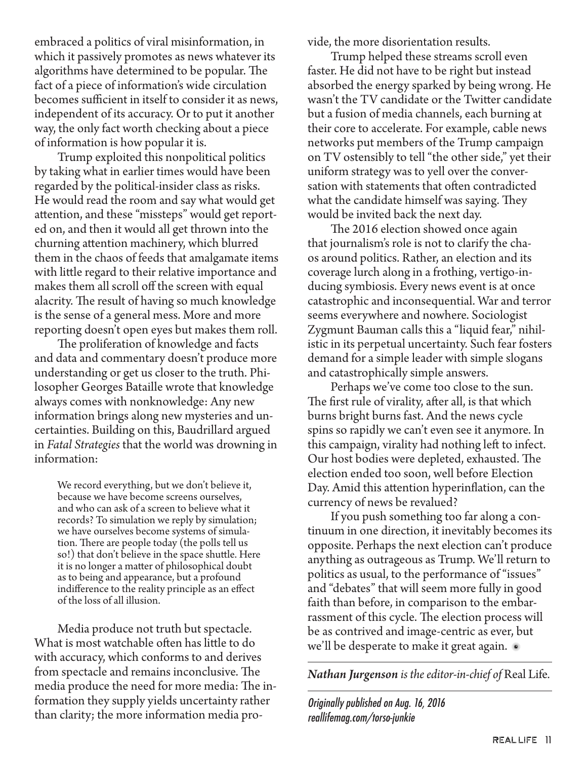embraced a politics of viral misinformation, in which it passively promotes as news whatever its algorithms have determined to be popular. The fact of a piece of information's wide circulation becomes sufficient in itself to consider it as news, independent of its accuracy. Or to put it another way, the only fact worth checking about a piece of information is how popular it is.

Trump exploited this nonpolitical politics by taking what in earlier times would have been regarded by the political-insider class as risks. He would read the room and say what would get attention, and these "missteps" would get reported on, and then it would all get thrown into the churning attention machinery, which blurred them in the chaos of feeds that amalgamate items with little regard to their relative importance and makes them all scroll off the screen with equal alacrity. The result of having so much knowledge is the sense of a general mess. More and more reporting doesn't open eyes but makes them roll.

The proliferation of knowledge and facts and data and commentary doesn't produce more understanding or get us closer to the truth. Philosopher Georges Bataille wrote that knowledge always comes with nonknowledge: Any new information brings along new mysteries and uncertainties. Building on this, Baudrillard argued in *Fatal Strategies* that the world was drowning in information:

> We record everything, but we don't believe it, because we have become screens ourselves, and who can ask of a screen to believe what it records? To simulation we reply by simulation; we have ourselves become systems of simulation. There are people today (the polls tell us so!) that don't believe in the space shuttle. Here it is no longer a matter of philosophical doubt as to being and appearance, but a profound indifference to the reality principle as an effect of the loss of all illusion.

Media produce not truth but spectacle. What is most watchable often has little to do with accuracy, which conforms to and derives from spectacle and remains inconclusive. The media produce the need for more media: The information they supply yields uncertainty rather than clarity; the more information media provide, the more disorientation results.

Trump helped these streams scroll even faster. He did not have to be right but instead absorbed the energy sparked by being wrong. He wasn't the TV candidate or the Twitter candidate but a fusion of media channels, each burning at their core to accelerate. For example, cable news networks put members of the Trump campaign on TV ostensibly to tell "the other side," yet their uniform strategy was to yell over the conversation with statements that often contradicted what the candidate himself was saying. They would be invited back the next day.

The 2016 election showed once again that journalism's role is not to clarify the chaos around politics. Rather, an election and its coverage lurch along in a frothing, vertigo-inducing symbiosis. Every news event is at once catastrophic and inconsequential. War and terror seems everywhere and nowhere. Sociologist Zygmunt Bauman calls this a "liquid fear," nihilistic in its perpetual uncertainty. Such fear fosters demand for a simple leader with simple slogans and catastrophically simple answers.

Perhaps we've come too close to the sun. The first rule of virality, after all, is that which burns bright burns fast. And the news cycle spins so rapidly we can't even see it anymore. In this campaign, virality had nothing left to infect. Our host bodies were depleted, exhausted. The election ended too soon, well before Election Day. Amid this attention hyperinflation, can the currency of news be revalued?

If you push something too far along a continuum in one direction, it inevitably becomes its opposite. Perhaps the next election can't produce anything as outrageous as Trump. We'll return to politics as usual, to the performance of "issues" and "debates" that will seem more fully in good faith than before, in comparison to the embarrassment of this cycle. The election process will be as contrived and image-centric as ever, but we'll be desperate to make it great again.

***Nathan Jurgenson** is the editor-in-chief of* Real Life.

*Originally published on Aug. 16, 2016*
*reallifemag.com/torso-junkie*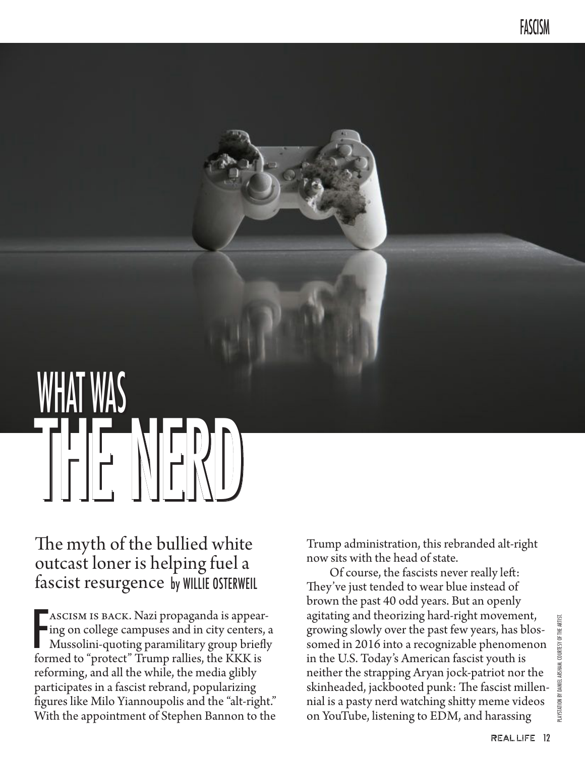# WHAT WAS THE NERD

## The myth of the bullied white outcast loner is helping fuel a fascist resurgence by WILLIE OSTERWEIL

FASCISM IS BACK. Nazi propaganda is appearing on college campuses and in city centers, a Mussolini-quoting paramilitary group briefly formed to "protect" Trump rallies, the KKK is reforming, and all the while, the media glibly participates in a fascist rebrand, popularizing figures like Milo Yiannoupolis and the "alt-right." With the appointment of Stephen Bannon to the Trump administration, this rebranded alt-right now sits with the head of state.

Of course, the fascists never really left: They've just tended to wear blue instead of brown the past 40 odd years. But an openly agitating and theorizing hard-right movement, growing slowly over the past few years, has blossomed in 2016 into a recognizable phenomenon in the U.S. Today's American fascist youth is neither the strapping Aryan jock-patriot nor the skinheaded, jackbooted punk: The fascist millennial is a pasty nerd watching shitty meme videos on YouTube, listening to EDM, and harassing

PLAYSTATION BY DANIEL ARSHAM. COURTESY OF THE ARTIST.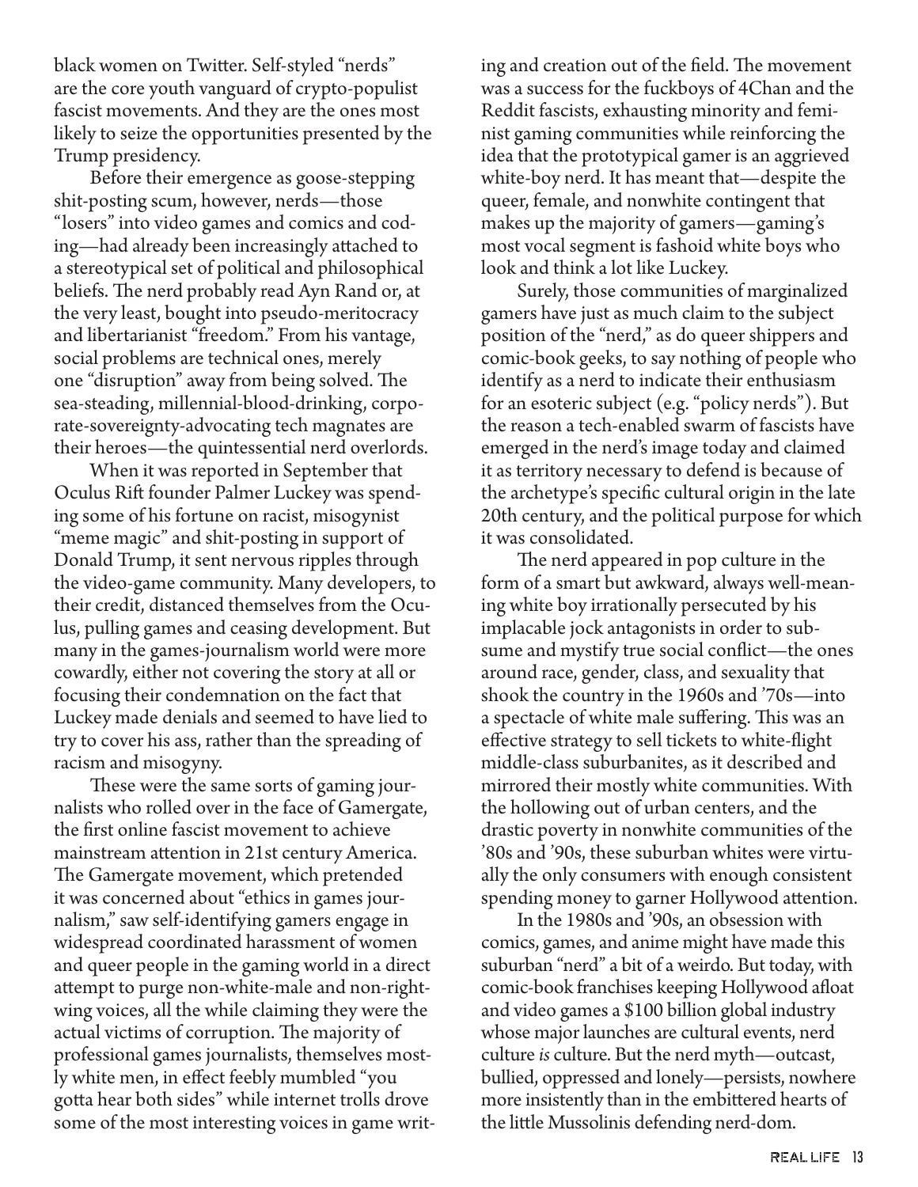black women on Twitter. Self-styled "nerds" are the core youth vanguard of crypto-populist fascist movements. And they are the ones most likely to seize the opportunities presented by the Trump presidency.

Before their emergence as goose-stepping shit-posting scum, however, nerds—those "losers" into video games and comics and coding—had already been increasingly attached to a stereotypical set of political and philosophical beliefs. The nerd probably read Ayn Rand or, at the very least, bought into pseudo-meritocracy and libertarianist "freedom." From his vantage, social problems are technical ones, merely one "disruption" away from being solved. The sea-steading, millennial-blood-drinking, corporate-sovereignty-advocating tech magnates are their heroes—the quintessential nerd overlords.

When it was reported in September that Oculus Rift founder Palmer Luckey was spending some of his fortune on racist, misogynist "meme magic" and shit-posting in support of Donald Trump, it sent nervous ripples through the video-game community. Many developers, to their credit, distanced themselves from the Oculus, pulling games and ceasing development. But many in the games-journalism world were more cowardly, either not covering the story at all or focusing their condemnation on the fact that Luckey made denials and seemed to have lied to try to cover his ass, rather than the spreading of racism and misogyny.

These were the same sorts of gaming journalists who rolled over in the face of Gamergate, the first online fascist movement to achieve mainstream attention in 21st century America. The Gamergate movement, which pretended it was concerned about "ethics in games journalism," saw self-identifying gamers engage in widespread coordinated harassment of women and queer people in the gaming world in a direct attempt to purge non-white-male and non-right-wing voices, all the while claiming they were the actual victims of corruption. The majority of professional games journalists, themselves mostly white men, in effect feebly mumbled "you gotta hear both sides" while internet trolls drove some of the most interesting voices in game writing and creation out of the field. The movement was a success for the fuckboys of 4Chan and the Reddit fascists, exhausting minority and feminist gaming communities while reinforcing the idea that the prototypical gamer is an aggrieved white-boy nerd. It has meant that—despite the queer, female, and nonwhite contingent that makes up the majority of gamers—gaming's most vocal segment is fashoid white boys who look and think a lot like Luckey.

Surely, those communities of marginalized gamers have just as much claim to the subject position of the "nerd," as do queer shippers and comic-book geeks, to say nothing of people who identify as a nerd to indicate their enthusiasm for an esoteric subject (e.g. "policy nerds"). But the reason a tech-enabled swarm of fascists have emerged in the nerd's image today and claimed it as territory necessary to defend is because of the archetype's specific cultural origin in the late 20th century, and the political purpose for which it was consolidated.

The nerd appeared in pop culture in the form of a smart but awkward, always well-meaning white boy irrationally persecuted by his implacable jock antagonists in order to subsume and mystify true social conflict—the ones around race, gender, class, and sexuality that shook the country in the 1960s and '70s—into a spectacle of white male suffering. This was an effective strategy to sell tickets to white-flight middle-class suburbanites, as it described and mirrored their mostly white communities. With the hollowing out of urban centers, and the drastic poverty in nonwhite communities of the '80s and '90s, these suburban whites were virtually the only consumers with enough consistent spending money to garner Hollywood attention.

In the 1980s and '90s, an obsession with comics, games, and anime might have made this suburban "nerd" a bit of a weirdo. But today, with comic-book franchises keeping Hollywood afloat and video games a $100 billion global industry whose major launches are cultural events, nerd culture *is* culture. But the nerd myth—outcast, bullied, oppressed and lonely—persists, nowhere more insistently than in the embittered hearts of the little Mussolinis defending nerd-dom.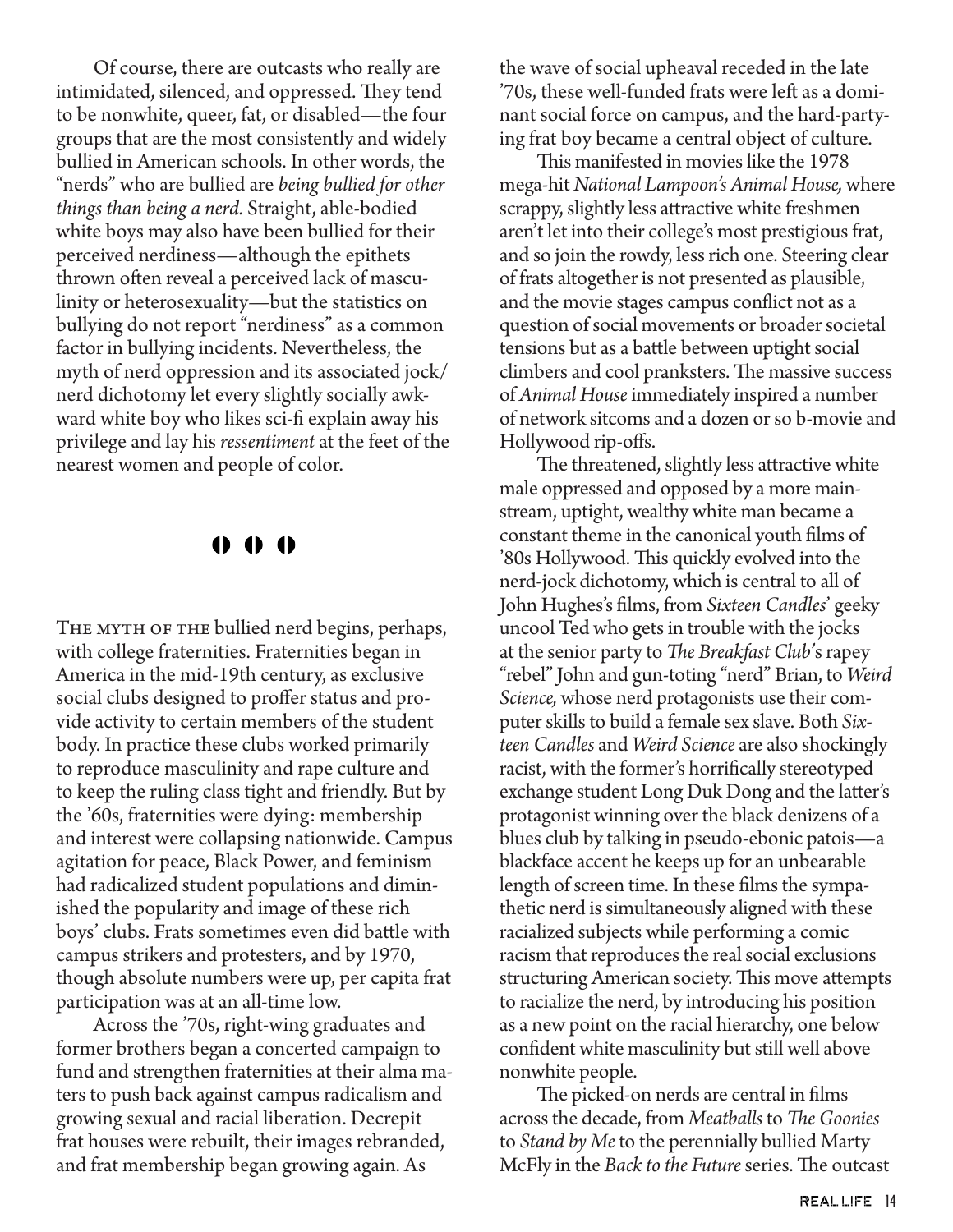Of course, there are outcasts who really are intimidated, silenced, and oppressed. They tend to be nonwhite, queer, fat, or disabled—the four groups that are the most consistently and widely bullied in American schools. In other words, the "nerds" who are bullied are *being bullied for other things than being a nerd.* Straight, able-bodied white boys may also have been bullied for their perceived nerdiness—although the epithets thrown often reveal a perceived lack of masculinity or heterosexuality—but the statistics on bullying do not report "nerdiness" as a common factor in bullying incidents. Nevertheless, the myth of nerd oppression and its associated jock/nerd dichotomy let every slightly socially awkward white boy who likes sci-fi explain away his privilege and lay his *ressentiment* at the feet of the nearest women and people of color.

◐ ◐ ◐

The myth of the bullied nerd begins, perhaps, with college fraternities. Fraternities began in America in the mid-19th century, as exclusive social clubs designed to proffer status and provide activity to certain members of the student body. In practice these clubs worked primarily to reproduce masculinity and rape culture and to keep the ruling class tight and friendly. But by the '60s, fraternities were dying: membership and interest were collapsing nationwide. Campus agitation for peace, Black Power, and feminism had radicalized student populations and diminished the popularity and image of these rich boys' clubs. Frats sometimes even did battle with campus strikers and protesters, and by 1970, though absolute numbers were up, per capita frat participation was at an all-time low.

Across the '70s, right-wing graduates and former brothers began a concerted campaign to fund and strengthen fraternities at their alma maters to push back against campus radicalism and growing sexual and racial liberation. Decrepit frat houses were rebuilt, their images rebranded, and frat membership began growing again. As the wave of social upheaval receded in the late '70s, these well-funded frats were left as a dominant social force on campus, and the hard-partying frat boy became a central object of culture.

This manifested in movies like the 1978 mega-hit *National Lampoon's Animal House,* where scrappy, slightly less attractive white freshmen aren't let into their college's most prestigious frat, and so join the rowdy, less rich one. Steering clear of frats altogether is not presented as plausible, and the movie stages campus conflict not as a question of social movements or broader societal tensions but as a battle between uptight social climbers and cool pranksters. The massive success of *Animal House* immediately inspired a number of network sitcoms and a dozen or so b-movie and Hollywood rip-offs.

The threatened, slightly less attractive white male oppressed and opposed by a more mainstream, uptight, wealthy white man became a constant theme in the canonical youth films of '80s Hollywood. This quickly evolved into the nerd-jock dichotomy, which is central to all of John Hughes's films, from *Sixteen Candles*' geeky uncool Ted who gets in trouble with the jocks at the senior party to *The Breakfast Club*'s rapey "rebel" John and gun-toting "nerd" Brian, to *Weird Science,* whose nerd protagonists use their computer skills to build a female sex slave. Both *Sixteen Candles* and *Weird Science* are also shockingly racist, with the former's horrifically stereotyped exchange student Long Duk Dong and the latter's protagonist winning over the black denizens of a blues club by talking in pseudo-ebonic patois—a blackface accent he keeps up for an unbearable length of screen time. In these films the sympathetic nerd is simultaneously aligned with these racialized subjects while performing a comic racism that reproduces the real social exclusions structuring American society. This move attempts to racialize the nerd, by introducing his position as a new point on the racial hierarchy, one below confident white masculinity but still well above nonwhite people.

The picked-on nerds are central in films across the decade, from *Meatballs* to *The Goonies* to *Stand by Me* to the perennially bullied Marty McFly in the *Back to the Future* series. The outcast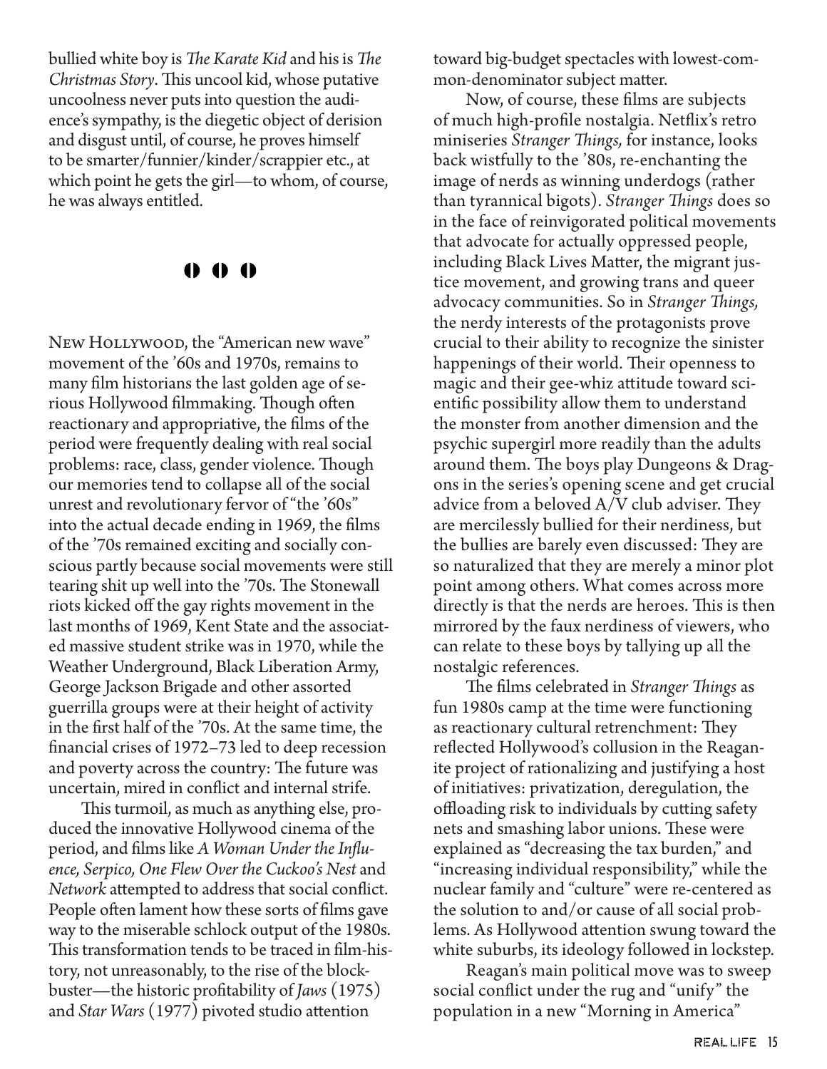bullied white boy is *The Karate Kid* and his is *The Christmas Story*. This uncool kid, whose putative uncoolness never puts into question the audience's sympathy, is the diegetic object of derision and disgust until, of course, he proves himself to be smarter/funnier/kinder/scrappier etc., at which point he gets the girl—to whom, of course, he was always entitled.

◖ ◖ ◖

New Hollywood, the "American new wave" movement of the '60s and 1970s, remains to many film historians the last golden age of serious Hollywood filmmaking. Though often reactionary and appropriative, the films of the period were frequently dealing with real social problems: race, class, gender violence. Though our memories tend to collapse all of the social unrest and revolutionary fervor of "the '60s" into the actual decade ending in 1969, the films of the '70s remained exciting and socially conscious partly because social movements were still tearing shit up well into the '70s. The Stonewall riots kicked off the gay rights movement in the last months of 1969, Kent State and the associated massive student strike was in 1970, while the Weather Underground, Black Liberation Army, George Jackson Brigade and other assorted guerrilla groups were at their height of activity in the first half of the '70s. At the same time, the financial crises of 1972–73 led to deep recession and poverty across the country: The future was uncertain, mired in conflict and internal strife.

This turmoil, as much as anything else, produced the innovative Hollywood cinema of the period, and films like *A Woman Under the Influence, Serpico, One Flew Over the Cuckoo's Nest* and *Network* attempted to address that social conflict. People often lament how these sorts of films gave way to the miserable schlock output of the 1980s. This transformation tends to be traced in film-history, not unreasonably, to the rise of the blockbuster—the historic profitability of *Jaws* (1975) and *Star Wars* (1977) pivoted studio attention toward big-budget spectacles with lowest-common-denominator subject matter.

Now, of course, these films are subjects of much high-profile nostalgia. Netflix's retro miniseries *Stranger Things,* for instance, looks back wistfully to the '80s, re-enchanting the image of nerds as winning underdogs (rather than tyrannical bigots). *Stranger Things* does so in the face of reinvigorated political movements that advocate for actually oppressed people, including Black Lives Matter, the migrant justice movement, and growing trans and queer advocacy communities. So in *Stranger Things,* the nerdy interests of the protagonists prove crucial to their ability to recognize the sinister happenings of their world. Their openness to magic and their gee-whiz attitude toward scientific possibility allow them to understand the monster from another dimension and the psychic supergirl more readily than the adults around them. The boys play Dungeons & Dragons in the series's opening scene and get crucial advice from a beloved A/V club adviser. They are mercilessly bullied for their nerdiness, but the bullies are barely even discussed: They are so naturalized that they are merely a minor plot point among others. What comes across more directly is that the nerds are heroes. This is then mirrored by the faux nerdiness of viewers, who can relate to these boys by tallying up all the nostalgic references.

The films celebrated in *Stranger Things* as fun 1980s camp at the time were functioning as reactionary cultural retrenchment: They reflected Hollywood's collusion in the Reaganite project of rationalizing and justifying a host of initiatives: privatization, deregulation, the offloading risk to individuals by cutting safety nets and smashing labor unions. These were explained as "decreasing the tax burden," and "increasing individual responsibility," while the nuclear family and "culture" were re-centered as the solution to and/or cause of all social problems. As Hollywood attention swung toward the white suburbs, its ideology followed in lockstep.

Reagan's main political move was to sweep social conflict under the rug and "unify" the population in a new "Morning in America"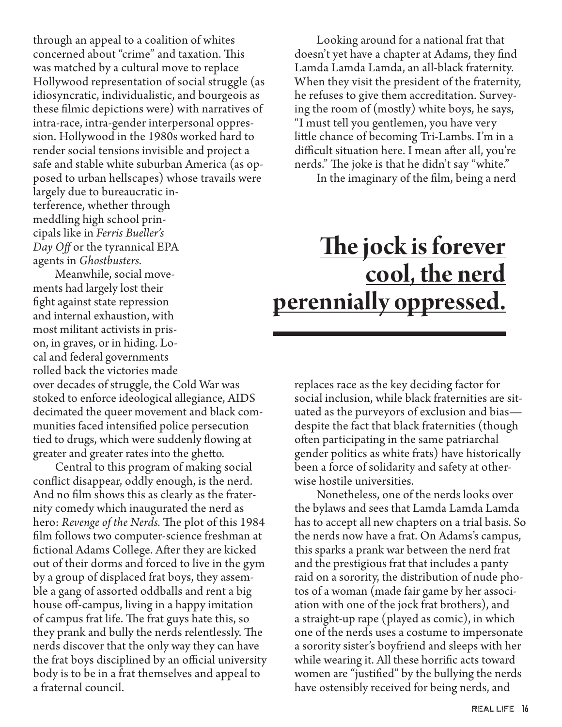through an appeal to a coalition of whites concerned about "crime" and taxation. This was matched by a cultural move to replace Hollywood representation of social struggle (as idiosyncratic, individualistic, and bourgeois as these filmic depictions were) with narratives of intra-race, intra-gender interpersonal oppression. Hollywood in the 1980s worked hard to render social tensions invisible and project a safe and stable white suburban America (as opposed to urban hellscapes) whose travails were largely due to bureaucratic interference, whether through meddling high school principals like in *Ferris Bueller's Day Off* or the tyrannical EPA agents in *Ghostbusters.*

Meanwhile, social movements had largely lost their fight against state repression and internal exhaustion, with most militant activists in prison, in graves, or in hiding. Local and federal governments rolled back the victories made over decades of struggle, the Cold War was stoked to enforce ideological allegiance, AIDS decimated the queer movement and black communities faced intensified police persecution tied to drugs, which were suddenly flowing at greater and greater rates into the ghetto.

Central to this program of making social conflict disappear, oddly enough, is the nerd. And no film shows this as clearly as the fraternity comedy which inaugurated the nerd as hero: *Revenge of the Nerds.* The plot of this 1984 film follows two computer-science freshman at fictional Adams College. After they are kicked out of their dorms and forced to live in the gym by a group of displaced frat boys, they assemble a gang of assorted oddballs and rent a big house off-campus, living in a happy imitation of campus frat life. The frat guys hate this, so they prank and bully the nerds relentlessly. The nerds discover that the only way they can have the frat boys disciplined by an official university body is to be in a frat themselves and appeal to a fraternal council.

Looking around for a national frat that doesn't yet have a chapter at Adams, they find Lamda Lamda Lamda, an all-black fraternity. When they visit the president of the fraternity, he refuses to give them accreditation. Surveying the room of (mostly) white boys, he says, "I must tell you gentlemen, you have very little chance of becoming Tri-Lambs. I'm in a difficult situation here. I mean after all, you're nerds." The joke is that he didn't say "white."

In the imaginary of the film, being a nerd replaces race as the key deciding factor for social inclusion, while black fraternities are situated as the purveyors of exclusion and bias—despite the fact that black fraternities (though often participating in the same patriarchal gender politics as white frats) have historically been a force of solidarity and safety at otherwise hostile universities.

**The jock is forever cool, the nerd perennially oppressed.**

Nonetheless, one of the nerds looks over the bylaws and sees that Lamda Lamda Lamda has to accept all new chapters on a trial basis. So the nerds now have a frat. On Adams's campus, this sparks a prank war between the nerd frat and the prestigious frat that includes a panty raid on a sorority, the distribution of nude photos of a woman (made fair game by her association with one of the jock frat brothers), and a straight-up rape (played as comic), in which one of the nerds uses a costume to impersonate a sorority sister's boyfriend and sleeps with her while wearing it. All these horrific acts toward women are "justified" by the bullying the nerds have ostensibly received for being nerds, and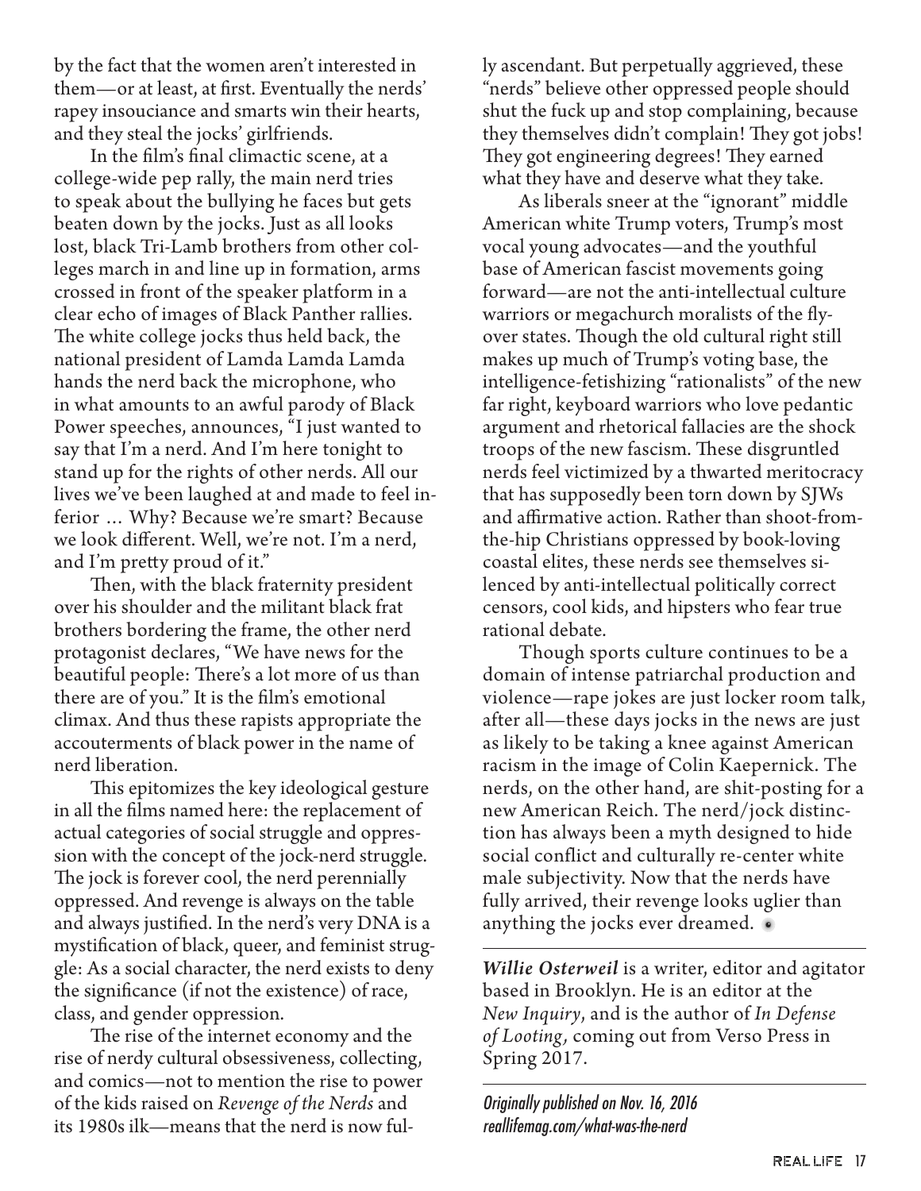by the fact that the women aren't interested in them—or at least, at first. Eventually the nerds' rapey insouciance and smarts win their hearts, and they steal the jocks' girlfriends.

In the film's final climactic scene, at a college-wide pep rally, the main nerd tries to speak about the bullying he faces but gets beaten down by the jocks. Just as all looks lost, black Tri-Lamb brothers from other colleges march in and line up in formation, arms crossed in front of the speaker platform in a clear echo of images of Black Panther rallies. The white college jocks thus held back, the national president of Lamda Lamda Lamda hands the nerd back the microphone, who in what amounts to an awful parody of Black Power speeches, announces, "I just wanted to say that I'm a nerd. And I'm here tonight to stand up for the rights of other nerds. All our lives we've been laughed at and made to feel inferior … Why? Because we're smart? Because we look different. Well, we're not. I'm a nerd, and I'm pretty proud of it."

Then, with the black fraternity president over his shoulder and the militant black frat brothers bordering the frame, the other nerd protagonist declares, "We have news for the beautiful people: There's a lot more of us than there are of you." It is the film's emotional climax. And thus these rapists appropriate the accouterments of black power in the name of nerd liberation.

This epitomizes the key ideological gesture in all the films named here: the replacement of actual categories of social struggle and oppression with the concept of the jock-nerd struggle. The jock is forever cool, the nerd perennially oppressed. And revenge is always on the table and always justified. In the nerd's very DNA is a mystification of black, queer, and feminist struggle: As a social character, the nerd exists to deny the significance (if not the existence) of race, class, and gender oppression.

The rise of the internet economy and the rise of nerdy cultural obsessiveness, collecting, and comics—not to mention the rise to power of the kids raised on *Revenge of the Nerds* and its 1980s ilk—means that the nerd is now fully ascendant. But perpetually aggrieved, these "nerds" believe other oppressed people should shut the fuck up and stop complaining, because they themselves didn't complain! They got jobs! They got engineering degrees! They earned what they have and deserve what they take.

As liberals sneer at the "ignorant" middle American white Trump voters, Trump's most vocal young advocates—and the youthful base of American fascist movements going forward—are not the anti-intellectual culture warriors or megachurch moralists of the flyover states. Though the old cultural right still makes up much of Trump's voting base, the intelligence-fetishizing "rationalists" of the new far right, keyboard warriors who love pedantic argument and rhetorical fallacies are the shock troops of the new fascism. These disgruntled nerds feel victimized by a thwarted meritocracy that has supposedly been torn down by SJWs and affirmative action. Rather than shoot-from-the-hip Christians oppressed by book-loving coastal elites, these nerds see themselves silenced by anti-intellectual politically correct censors, cool kids, and hipsters who fear true rational debate.

Though sports culture continues to be a domain of intense patriarchal production and violence—rape jokes are just locker room talk, after all—these days jocks in the news are just as likely to be taking a knee against American racism in the image of Colin Kaepernick. The nerds, on the other hand, are shit-posting for a new American Reich. The nerd/jock distinction has always been a myth designed to hide social conflict and culturally re-center white male subjectivity. Now that the nerds have fully arrived, their revenge looks uglier than anything the jocks ever dreamed.

---

***Willie Osterweil*** is a writer, editor and agitator based in Brooklyn. He is an editor at the *New Inquiry*, and is the author of *In Defense of Looting*, coming out from Verso Press in Spring 2017.

---

*Originally published on Nov. 16, 2016*
*reallifemag.com/what-was-the-nerd*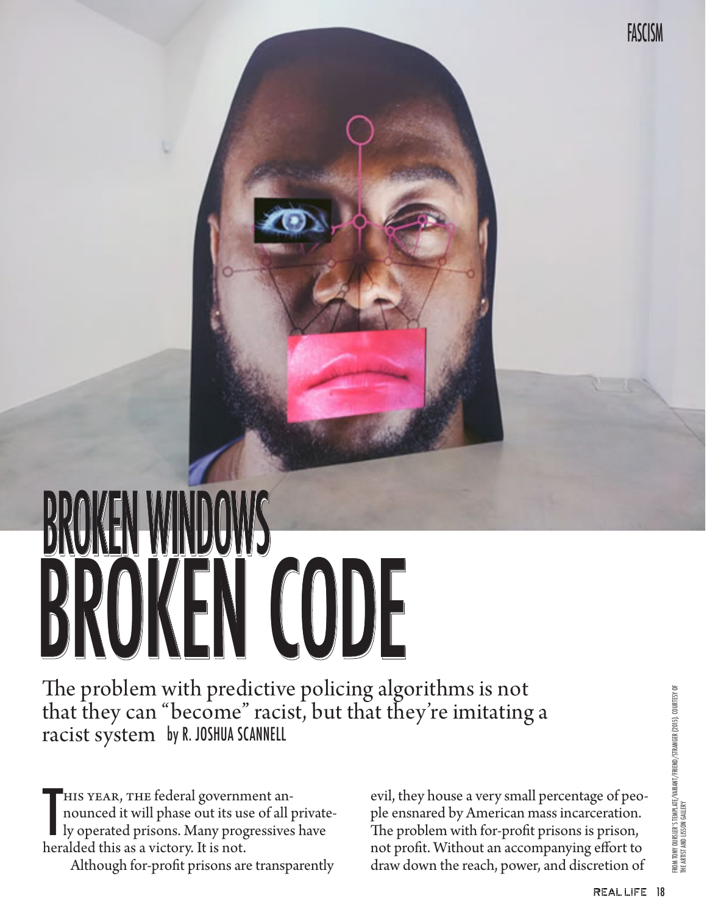# BROKEN WINDOWS BROKEN CODE

The problem with predictive policing algorithms is not that they can "become" racist, but that they're imitating a racist system by R. JOSHUA SCANNELL

FROM TONY OURSLER'S TEMPLATE/VARIANT/FRIEND/STRANGER (2015). COURTESY OF THE ARTIST AND LISSON GALLERY

This year, the federal government announced it will phase out its use of all privately operated prisons. Many progressives have heralded this as a victory. It is not.

Although for-profit prisons are transparently evil, they house a very small percentage of people ensnared by American mass incarceration. The problem with for-profit prisons is prison, not profit. Without an accompanying effort to draw down the reach, power, and discretion of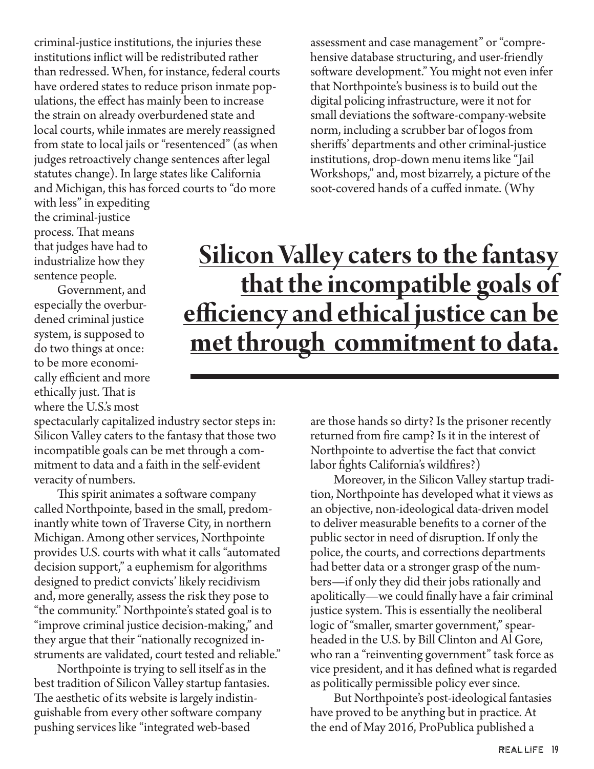criminal-justice institutions, the injuries these institutions inflict will be redistributed rather than redressed. When, for instance, federal courts have ordered states to reduce prison inmate populations, the effect has mainly been to increase the strain on already overburdened state and local courts, while inmates are merely reassigned from state to local jails or "resentenced" (as when judges retroactively change sentences after legal statutes change). In large states like California and Michigan, this has forced courts to "do more with less" in expediting the criminal-justice process. That means that judges have had to industrialize how they sentence people.

Government, and especially the overburdened criminal justice system, is supposed to do two things at once: to be more economically efficient and more ethically just. That is where the U.S.'s most spectacularly capitalized industry sector steps in: Silicon Valley caters to the fantasy that those two incompatible goals can be met through a commitment to data and a faith in the self-evident veracity of numbers.

**Silicon Valley caters to the fantasy that the incompatible goals of efficiency and ethical justice can be met through commitment to data.**

This spirit animates a software company called Northpointe, based in the small, predominantly white town of Traverse City, in northern Michigan. Among other services, Northpointe provides U.S. courts with what it calls "automated decision support," a euphemism for algorithms designed to predict convicts' likely recidivism and, more generally, assess the risk they pose to "the community." Northpointe's stated goal is to "improve criminal justice decision-making," and they argue that their "nationally recognized instruments are validated, court tested and reliable."

Northpointe is trying to sell itself as in the best tradition of Silicon Valley startup fantasies. The aesthetic of its website is largely indistinguishable from every other software company pushing services like "integrated web-based assessment and case management" or "comprehensive database structuring, and user-friendly software development." You might not even infer that Northpointe's business is to build out the digital policing infrastructure, were it not for small deviations the software-company-website norm, including a scrubber bar of logos from sheriffs' departments and other criminal-justice institutions, drop-down menu items like "Jail Workshops," and, most bizarrely, a picture of the soot-covered hands of a cuffed inmate. (Why are those hands so dirty? Is the prisoner recently returned from fire camp? Is it in the interest of Northpointe to advertise the fact that convict labor fights California's wildfires?)

Moreover, in the Silicon Valley startup tradition, Northpointe has developed what it views as an objective, non-ideological data-driven model to deliver measurable benefits to a corner of the public sector in need of disruption. If only the police, the courts, and corrections departments had better data or a stronger grasp of the numbers—if only they did their jobs rationally and apolitically—we could finally have a fair criminal justice system. This is essentially the neoliberal logic of "smaller, smarter government," spearheaded in the U.S. by Bill Clinton and Al Gore, who ran a "reinventing government" task force as vice president, and it has defined what is regarded as politically permissible policy ever since.

But Northpointe's post-ideological fantasies have proved to be anything but in practice. At the end of May 2016, ProPublica published a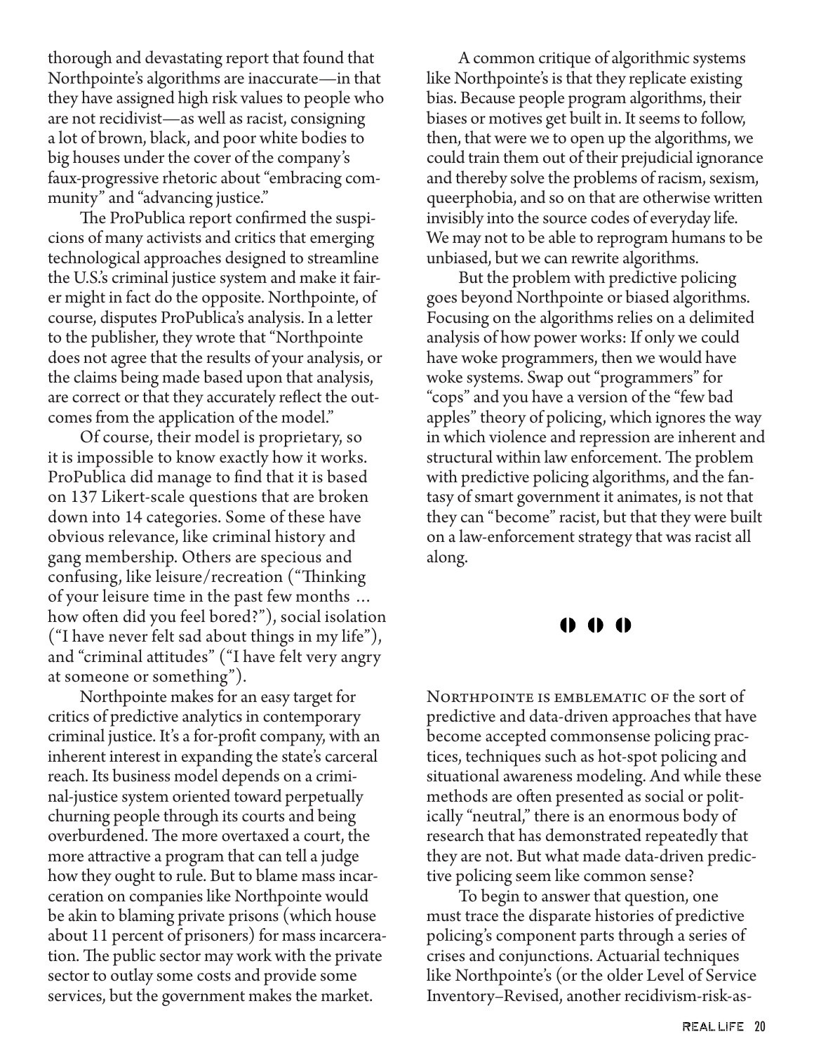thorough and devastating report that found that Northpointe's algorithms are inaccurate—in that they have assigned high risk values to people who are not recidivist—as well as racist, consigning a lot of brown, black, and poor white bodies to big houses under the cover of the company's faux-progressive rhetoric about "embracing community" and "advancing justice."

The ProPublica report confirmed the suspicions of many activists and critics that emerging technological approaches designed to streamline the U.S.'s criminal justice system and make it fairer might in fact do the opposite. Northpointe, of course, disputes ProPublica's analysis. In a letter to the publisher, they wrote that "Northpointe does not agree that the results of your analysis, or the claims being made based upon that analysis, are correct or that they accurately reflect the outcomes from the application of the model."

Of course, their model is proprietary, so it is impossible to know exactly how it works. ProPublica did manage to find that it is based on 137 Likert-scale questions that are broken down into 14 categories. Some of these have obvious relevance, like criminal history and gang membership. Others are specious and confusing, like leisure/recreation ("Thinking of your leisure time in the past few months … how often did you feel bored?"), social isolation ("I have never felt sad about things in my life"), and "criminal attitudes" ("I have felt very angry at someone or something").

Northpointe makes for an easy target for critics of predictive analytics in contemporary criminal justice. It's a for-profit company, with an inherent interest in expanding the state's carceral reach. Its business model depends on a criminal-justice system oriented toward perpetually churning people through its courts and being overburdened. The more overtaxed a court, the more attractive a program that can tell a judge how they ought to rule. But to blame mass incarceration on companies like Northpointe would be akin to blaming private prisons (which house about 11 percent of prisoners) for mass incarceration. The public sector may work with the private sector to outlay some costs and provide some services, but the government makes the market.

A common critique of algorithmic systems like Northpointe's is that they replicate existing bias. Because people program algorithms, their biases or motives get built in. It seems to follow, then, that were we to open up the algorithms, we could train them out of their prejudicial ignorance and thereby solve the problems of racism, sexism, queerphobia, and so on that are otherwise written invisibly into the source codes of everyday life. We may not to be able to reprogram humans to be unbiased, but we can rewrite algorithms.

But the problem with predictive policing goes beyond Northpointe or biased algorithms. Focusing on the algorithms relies on a delimited analysis of how power works: If only we could have woke programmers, then we would have woke systems. Swap out "programmers" for "cops" and you have a version of the "few bad apples" theory of policing, which ignores the way in which violence and repression are inherent and structural within law enforcement. The problem with predictive policing algorithms, and the fantasy of smart government it animates, is not that they can "become" racist, but that they were built on a law-enforcement strategy that was racist all along.

◐ ◐ ◐

Northpointe is emblematic of the sort of predictive and data-driven approaches that have become accepted commonsense policing practices, techniques such as hot-spot policing and situational awareness modeling. And while these methods are often presented as social or politically "neutral," there is an enormous body of research that has demonstrated repeatedly that they are not. But what made data-driven predictive policing seem like common sense?

To begin to answer that question, one must trace the disparate histories of predictive policing's component parts through a series of crises and conjunctions. Actuarial techniques like Northpointe's (or the older Level of Service Inventory–Revised, another recidivism-risk-as-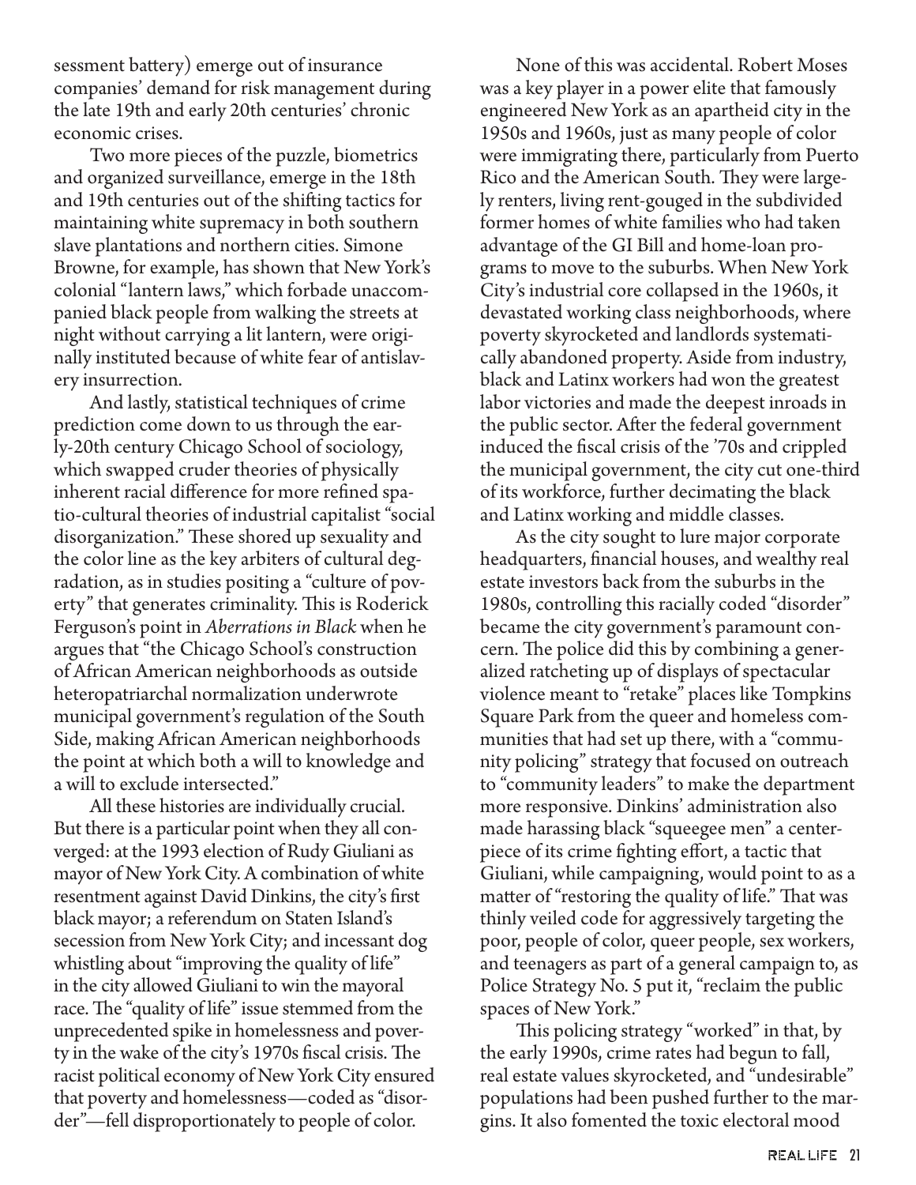sessment battery) emerge out of insurance companies' demand for risk management during the late 19th and early 20th centuries' chronic economic crises.

Two more pieces of the puzzle, biometrics and organized surveillance, emerge in the 18th and 19th centuries out of the shifting tactics for maintaining white supremacy in both southern slave plantations and northern cities. Simone Browne, for example, has shown that New York's colonial "lantern laws," which forbade unaccompanied black people from walking the streets at night without carrying a lit lantern, were originally instituted because of white fear of antislavery insurrection.

And lastly, statistical techniques of crime prediction come down to us through the early-20th century Chicago School of sociology, which swapped cruder theories of physically inherent racial difference for more refined spatio-cultural theories of industrial capitalist "social disorganization." These shored up sexuality and the color line as the key arbiters of cultural degradation, as in studies positing a "culture of poverty" that generates criminality. This is Roderick Ferguson's point in *Aberrations in Black* when he argues that "the Chicago School's construction of African American neighborhoods as outside heteropatriarchal normalization underwrote municipal government's regulation of the South Side, making African American neighborhoods the point at which both a will to knowledge and a will to exclude intersected."

All these histories are individually crucial. But there is a particular point when they all converged: at the 1993 election of Rudy Giuliani as mayor of New York City. A combination of white resentment against David Dinkins, the city's first black mayor; a referendum on Staten Island's secession from New York City; and incessant dog whistling about "improving the quality of life" in the city allowed Giuliani to win the mayoral race. The "quality of life" issue stemmed from the unprecedented spike in homelessness and poverty in the wake of the city's 1970s fiscal crisis. The racist political economy of New York City ensured that poverty and homelessness—coded as "disorder"—fell disproportionately to people of color.

None of this was accidental. Robert Moses was a key player in a power elite that famously engineered New York as an apartheid city in the 1950s and 1960s, just as many people of color were immigrating there, particularly from Puerto Rico and the American South. They were largely renters, living rent-gouged in the subdivided former homes of white families who had taken advantage of the GI Bill and home-loan programs to move to the suburbs. When New York City's industrial core collapsed in the 1960s, it devastated working class neighborhoods, where poverty skyrocketed and landlords systematically abandoned property. Aside from industry, black and Latinx workers had won the greatest labor victories and made the deepest inroads in the public sector. After the federal government induced the fiscal crisis of the '70s and crippled the municipal government, the city cut one-third of its workforce, further decimating the black and Latinx working and middle classes.

As the city sought to lure major corporate headquarters, financial houses, and wealthy real estate investors back from the suburbs in the 1980s, controlling this racially coded "disorder" became the city government's paramount concern. The police did this by combining a generalized ratcheting up of displays of spectacular violence meant to "retake" places like Tompkins Square Park from the queer and homeless communities that had set up there, with a "community policing" strategy that focused on outreach to "community leaders" to make the department more responsive. Dinkins' administration also made harassing black "squeegee men" a centerpiece of its crime fighting effort, a tactic that Giuliani, while campaigning, would point to as a matter of "restoring the quality of life." That was thinly veiled code for aggressively targeting the poor, people of color, queer people, sex workers, and teenagers as part of a general campaign to, as Police Strategy No. 5 put it, "reclaim the public spaces of New York."

This policing strategy "worked" in that, by the early 1990s, crime rates had begun to fall, real estate values skyrocketed, and "undesirable" populations had been pushed further to the margins. It also fomented the toxic electoral mood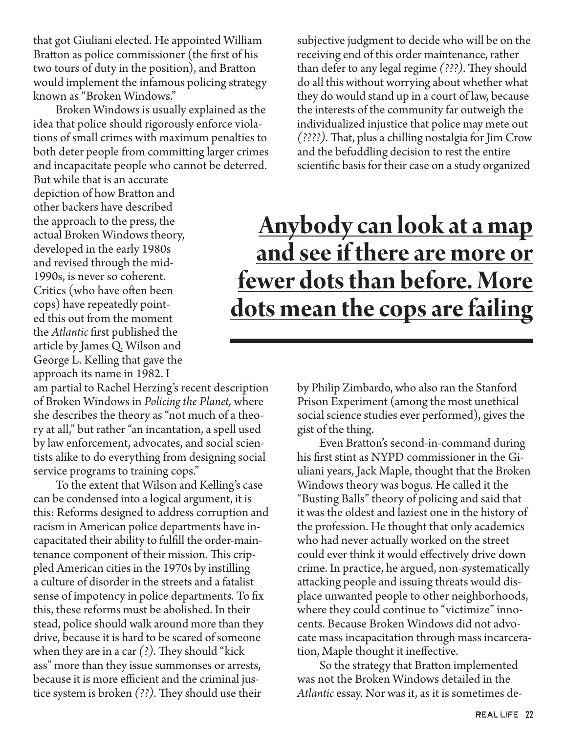that got Giuliani elected. He appointed William Bratton as police commissioner (the first of his two tours of duty in the position), and Bratton would implement the infamous policing strategy known as "Broken Windows."

Broken Windows is usually explained as the idea that police should rigorously enforce violations of small crimes with maximum penalties to both deter people from committing larger crimes and incapacitate people who cannot be deterred. But while that is an accurate depiction of how Bratton and other backers have described the approach to the press, the actual Broken Windows theory, developed in the early 1980s and revised through the mid-1990s, is never so coherent. Critics (who have often been cops) have repeatedly pointed this out from the moment the *Atlantic* first published the article by James Q. Wilson and George L. Kelling that gave the approach its name in 1982. I am partial to Rachel Herzing's recent description of Broken Windows in *Policing the Planet,* where she describes the theory as "not much of a theory at all," but rather "an incantation, a spell used by law enforcement, advocates, and social scientists alike to do everything from designing social service programs to training cops."

To the extent that Wilson and Kelling's case can be condensed into a logical argument, it is this: Reforms designed to address corruption and racism in American police departments have incapacitated their ability to fulfill the order-maintenance component of their mission. This crippled American cities in the 1970s by instilling a culture of disorder in the streets and a fatalist sense of impotency in police departments. To fix this, these reforms must be abolished. In their stead, police should walk around more than they drive, because it is hard to be scared of someone when they are in a car *(?)*. They should "kick ass" more than they issue summonses or arrests, because it is more efficient and the criminal justice system is broken *(??)*. They should use their subjective judgment to decide who will be on the receiving end of this order maintenance, rather than defer to any legal regime *(???)*. They should do all this without worrying about whether what they do would stand up in a court of law, because the interests of the community far outweigh the individualized injustice that police may mete out *(????)*. That, plus a chilling nostalgia for Jim Crow and the befuddling decision to rest the entire scientific basis for their case on a study organized by Philip Zimbardo, who also ran the Stanford Prison Experiment (among the most unethical social science studies ever performed), gives the gist of the thing.

**Anybody can look at a map and see if there are more or fewer dots than before. More dots mean the cops are failing**

Even Bratton's second-in-command during his first stint as NYPD commissioner in the Giuliani years, Jack Maple, thought that the Broken Windows theory was bogus. He called it the "Busting Balls" theory of policing and said that it was the oldest and laziest one in the history of the profession. He thought that only academics who had never actually worked on the street could ever think it would effectively drive down crime. In practice, he argued, non-systematically attacking people and issuing threats would displace unwanted people to other neighborhoods, where they could continue to "victimize" innocents. Because Broken Windows did not advocate mass incapacitation through mass incarceration, Maple thought it ineffective.

So the strategy that Bratton implemented was not the Broken Windows detailed in the *Atlantic* essay. Nor was it, as it is sometimes de-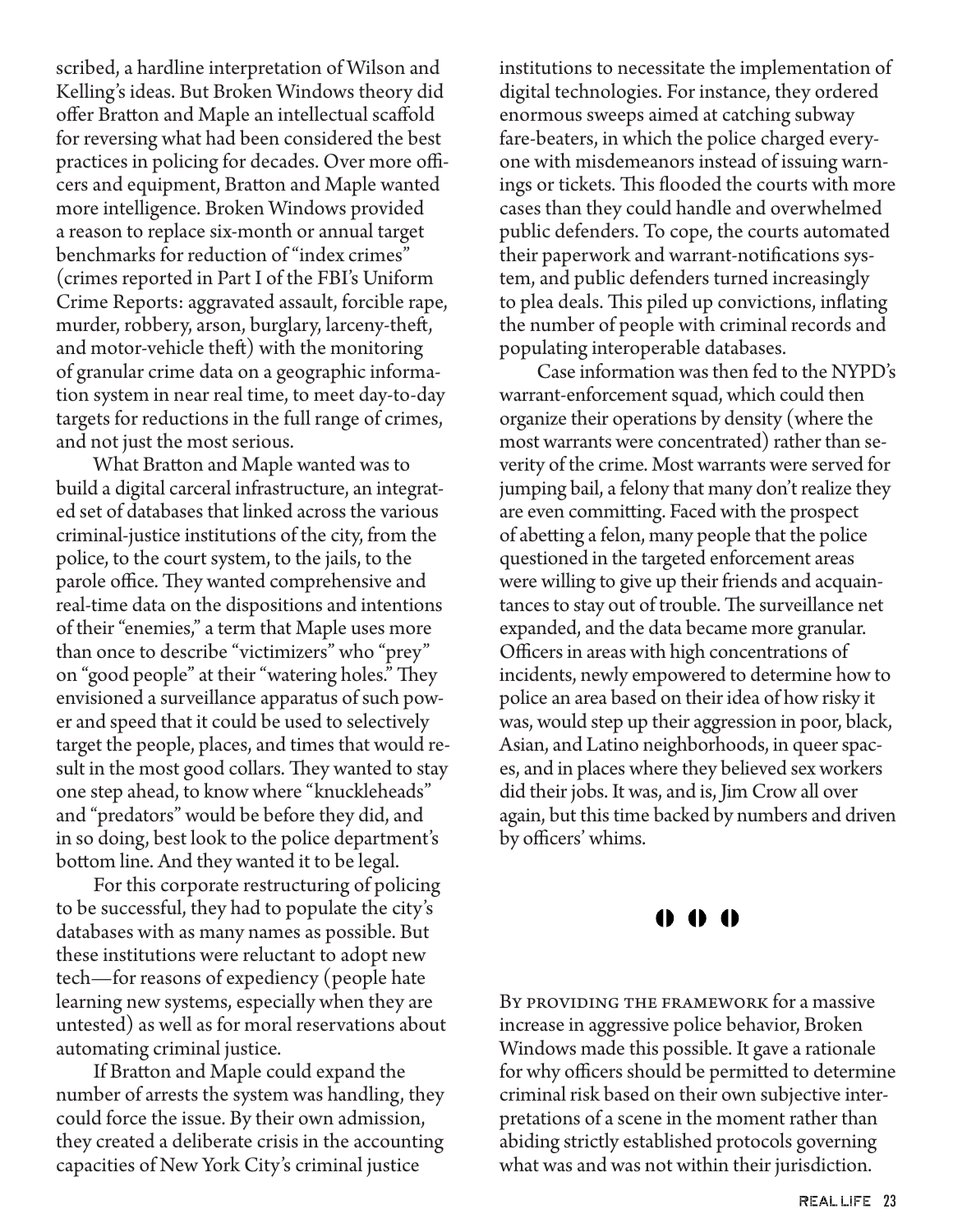scribed, a hardline interpretation of Wilson and Kelling's ideas. But Broken Windows theory did offer Bratton and Maple an intellectual scaffold for reversing what had been considered the best practices in policing for decades. Over more officers and equipment, Bratton and Maple wanted more intelligence. Broken Windows provided a reason to replace six-month or annual target benchmarks for reduction of "index crimes" (crimes reported in Part I of the FBI's Uniform Crime Reports: aggravated assault, forcible rape, murder, robbery, arson, burglary, larceny-theft, and motor-vehicle theft) with the monitoring of granular crime data on a geographic information system in near real time, to meet day-to-day targets for reductions in the full range of crimes, and not just the most serious.

What Bratton and Maple wanted was to build a digital carceral infrastructure, an integrated set of databases that linked across the various criminal-justice institutions of the city, from the police, to the court system, to the jails, to the parole office. They wanted comprehensive and real-time data on the dispositions and intentions of their "enemies," a term that Maple uses more than once to describe "victimizers" who "prey" on "good people" at their "watering holes." They envisioned a surveillance apparatus of such power and speed that it could be used to selectively target the people, places, and times that would result in the most good collars. They wanted to stay one step ahead, to know where "knuckleheads" and "predators" would be before they did, and in so doing, best look to the police department's bottom line. And they wanted it to be legal.

For this corporate restructuring of policing to be successful, they had to populate the city's databases with as many names as possible. But these institutions were reluctant to adopt new tech—for reasons of expediency (people hate learning new systems, especially when they are untested) as well as for moral reservations about automating criminal justice.

If Bratton and Maple could expand the number of arrests the system was handling, they could force the issue. By their own admission, they created a deliberate crisis in the accounting capacities of New York City's criminal justice institutions to necessitate the implementation of digital technologies. For instance, they ordered enormous sweeps aimed at catching subway fare-beaters, in which the police charged everyone with misdemeanors instead of issuing warnings or tickets. This flooded the courts with more cases than they could handle and overwhelmed public defenders. To cope, the courts automated their paperwork and warrant-notifications system, and public defenders turned increasingly to plea deals. This piled up convictions, inflating the number of people with criminal records and populating interoperable databases.

Case information was then fed to the NYPD's warrant-enforcement squad, which could then organize their operations by density (where the most warrants were concentrated) rather than severity of the crime. Most warrants were served for jumping bail, a felony that many don't realize they are even committing. Faced with the prospect of abetting a felon, many people that the police questioned in the targeted enforcement areas were willing to give up their friends and acquaintances to stay out of trouble. The surveillance net expanded, and the data became more granular. Officers in areas with high concentrations of incidents, newly empowered to determine how to police an area based on their idea of how risky it was, would step up their aggression in poor, black, Asian, and Latino neighborhoods, in queer spaces, and in places where they believed sex workers did their jobs. It was, and is, Jim Crow all over again, but this time backed by numbers and driven by officers' whims.

---

By providing the framework for a massive increase in aggressive police behavior, Broken Windows made this possible. It gave a rationale for why officers should be permitted to determine criminal risk based on their own subjective interpretations of a scene in the moment rather than abiding strictly established protocols governing what was and was not within their jurisdiction.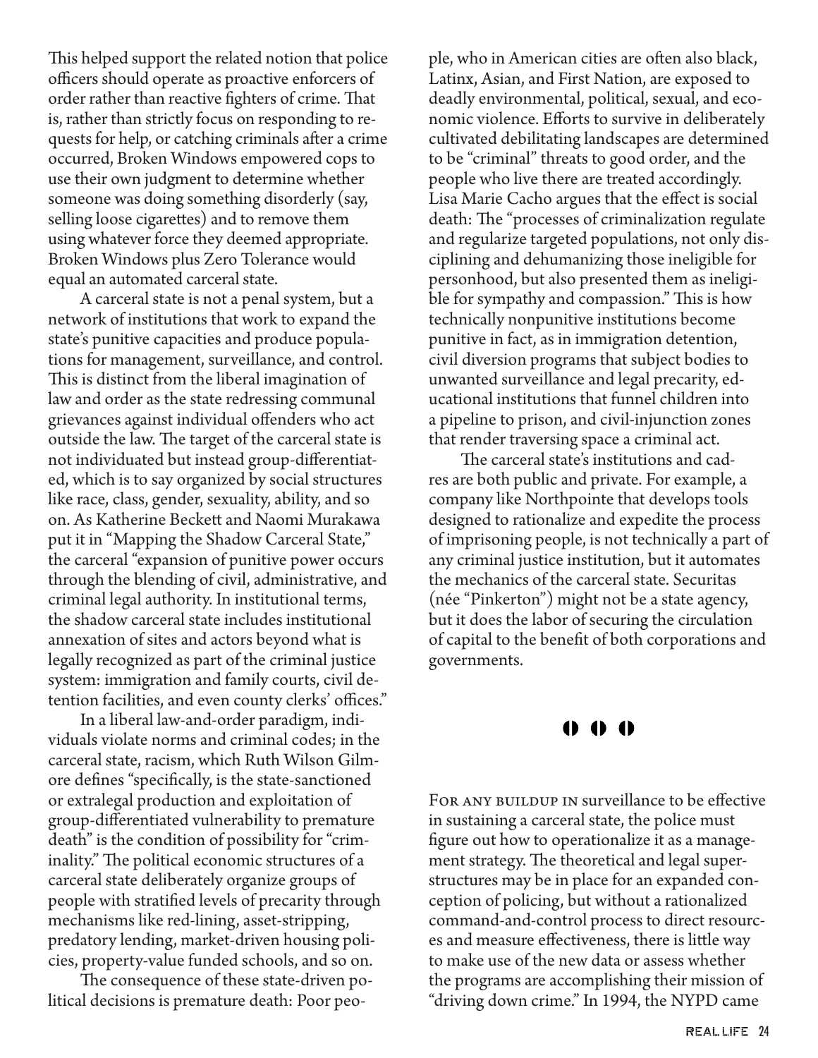This helped support the related notion that police officers should operate as proactive enforcers of order rather than reactive fighters of crime. That is, rather than strictly focus on responding to requests for help, or catching criminals after a crime occurred, Broken Windows empowered cops to use their own judgment to determine whether someone was doing something disorderly (say, selling loose cigarettes) and to remove them using whatever force they deemed appropriate. Broken Windows plus Zero Tolerance would equal an automated carceral state.

A carceral state is not a penal system, but a network of institutions that work to expand the state's punitive capacities and produce populations for management, surveillance, and control. This is distinct from the liberal imagination of law and order as the state redressing communal grievances against individual offenders who act outside the law. The target of the carceral state is not individuated but instead group-differentiated, which is to say organized by social structures like race, class, gender, sexuality, ability, and so on. As Katherine Beckett and Naomi Murakawa put it in "Mapping the Shadow Carceral State," the carceral "expansion of punitive power occurs through the blending of civil, administrative, and criminal legal authority. In institutional terms, the shadow carceral state includes institutional annexation of sites and actors beyond what is legally recognized as part of the criminal justice system: immigration and family courts, civil detention facilities, and even county clerks' offices."

In a liberal law-and-order paradigm, individuals violate norms and criminal codes; in the carceral state, racism, which Ruth Wilson Gilmore defines "specifically, is the state-sanctioned or extralegal production and exploitation of group-differentiated vulnerability to premature death" is the condition of possibility for "criminality." The political economic structures of a carceral state deliberately organize groups of people with stratified levels of precarity through mechanisms like red-lining, asset-stripping, predatory lending, market-driven housing policies, property-value funded schools, and so on.

The consequence of these state-driven political decisions is premature death: Poor people, who in American cities are often also black, Latinx, Asian, and First Nation, are exposed to deadly environmental, political, sexual, and economic violence. Efforts to survive in deliberately cultivated debilitating landscapes are determined to be "criminal" threats to good order, and the people who live there are treated accordingly. Lisa Marie Cacho argues that the effect is social death: The "processes of criminalization regulate and regularize targeted populations, not only disciplining and dehumanizing those ineligible for personhood, but also presented them as ineligible for sympathy and compassion." This is how technically nonpunitive institutions become punitive in fact, as in immigration detention, civil diversion programs that subject bodies to unwanted surveillance and legal precarity, educational institutions that funnel children into a pipeline to prison, and civil-injunction zones that render traversing space a criminal act.

The carceral state's institutions and cadres are both public and private. For example, a company like Northpointe that develops tools designed to rationalize and expedite the process of imprisoning people, is not technically a part of any criminal justice institution, but it automates the mechanics of the carceral state. Securitas (née "Pinkerton") might not be a state agency, but it does the labor of securing the circulation of capital to the benefit of both corporations and governments.

---

For any buildup in surveillance to be effective in sustaining a carceral state, the police must figure out how to operationalize it as a management strategy. The theoretical and legal superstructures may be in place for an expanded conception of policing, but without a rationalized command-and-control process to direct resources and measure effectiveness, there is little way to make use of the new data or assess whether the programs are accomplishing their mission of "driving down crime." In 1994, the NYPD came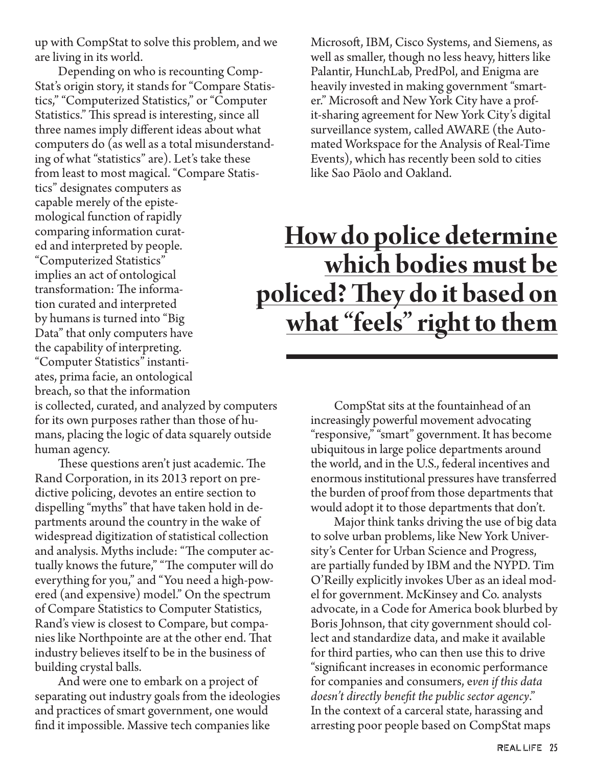up with CompStat to solve this problem, and we are living in its world.

Depending on who is recounting CompStat's origin story, it stands for "Compare Statistics," "Computerized Statistics," or "Computer Statistics." This spread is interesting, since all three names imply different ideas about what computers do (as well as a total misunderstanding of what "statistics" are). Let's take these from least to most magical. "Compare Statistics" designates computers as capable merely of the epistemological function of rapidly comparing information curated and interpreted by people. "Computerized Statistics" implies an act of ontological transformation: The information curated and interpreted by humans is turned into "Big Data" that only computers have the capability of interpreting. "Computer Statistics" instantiates, prima facie, an ontological breach, so that the information is collected, curated, and analyzed by computers for its own purposes rather than those of humans, placing the logic of data squarely outside human agency.

These questions aren't just academic. The Rand Corporation, in its 2013 report on predictive policing, devotes an entire section to dispelling "myths" that have taken hold in departments around the country in the wake of widespread digitization of statistical collection and analysis. Myths include: "The computer actually knows the future," "The computer will do everything for you," and "You need a high-powered (and expensive) model." On the spectrum of Compare Statistics to Computer Statistics, Rand's view is closest to Compare, but companies like Northpointe are at the other end. That industry believes itself to be in the business of building crystal balls.

And were one to embark on a project of separating out industry goals from the ideologies and practices of smart government, one would find it impossible. Massive tech companies like Microsoft, IBM, Cisco Systems, and Siemens, as well as smaller, though no less heavy, hitters like Palantir, HunchLab, PredPol, and Enigma are heavily invested in making government "smarter." Microsoft and New York City have a profit-sharing agreement for New York City's digital surveillance system, called AWARE (the Automated Workspace for the Analysis of Real-Time Events), which has recently been sold to cities like Sao Pãolo and Oakland.

## How do police determine which bodies must be policed? They do it based on what "feels" right to them

CompStat sits at the fountainhead of an increasingly powerful movement advocating "responsive," "smart" government. It has become ubiquitous in large police departments around the world, and in the U.S., federal incentives and enormous institutional pressures have transferred the burden of proof from those departments that would adopt it to those departments that don't.

Major think tanks driving the use of big data to solve urban problems, like New York University's Center for Urban Science and Progress, are partially funded by IBM and the NYPD. Tim O'Reilly explicitly invokes Uber as an ideal model for government. McKinsey and Co. analysts advocate, in a Code for America book blurbed by Boris Johnson, that city government should collect and standardize data, and make it available for third parties, who can then use this to drive "significant increases in economic performance for companies and consumers, *even if this data doesn't directly benefit the public sector agency*." In the context of a carceral state, harassing and arresting poor people based on CompStat maps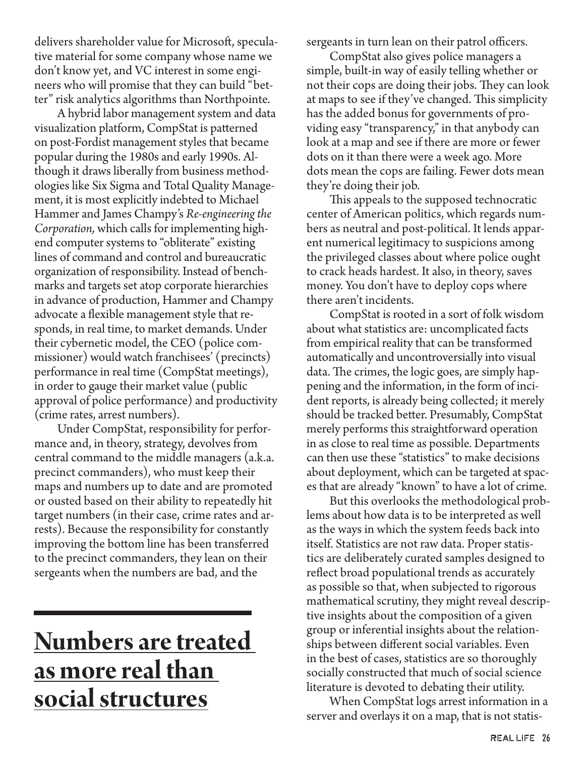delivers shareholder value for Microsoft, speculative material for some company whose name we don't know yet, and VC interest in some engineers who will promise that they can build "better" risk analytics algorithms than Northpointe.

A hybrid labor management system and data visualization platform, CompStat is patterned on post-Fordist management styles that became popular during the 1980s and early 1990s. Although it draws liberally from business methodologies like Six Sigma and Total Quality Management, it is most explicitly indebted to Michael Hammer and James Champy's *Re-engineering the Corporation,* which calls for implementing high-end computer systems to "obliterate" existing lines of command and control and bureaucratic organization of responsibility. Instead of benchmarks and targets set atop corporate hierarchies in advance of production, Hammer and Champy advocate a flexible management style that responds, in real time, to market demands. Under their cybernetic model, the CEO (police commissioner) would watch franchisees' (precincts) performance in real time (CompStat meetings), in order to gauge their market value (public approval of police performance) and productivity (crime rates, arrest numbers).

Under CompStat, responsibility for performance and, in theory, strategy, devolves from central command to the middle managers (a.k.a. precinct commanders), who must keep their maps and numbers up to date and are promoted or ousted based on their ability to repeatedly hit target numbers (in their case, crime rates and arrests). Because the responsibility for constantly improving the bottom line has been transferred to the precinct commanders, they lean on their sergeants when the numbers are bad, and the sergeants in turn lean on their patrol officers.

## Numbers are treated as more real than social structures

CompStat also gives police managers a simple, built-in way of easily telling whether or not their cops are doing their jobs. They can look at maps to see if they've changed. This simplicity has the added bonus for governments of providing easy "transparency," in that anybody can look at a map and see if there are more or fewer dots on it than there were a week ago. More dots mean the cops are failing. Fewer dots mean they're doing their job.

This appeals to the supposed technocratic center of American politics, which regards numbers as neutral and post-political. It lends apparent numerical legitimacy to suspicions among the privileged classes about where police ought to crack heads hardest. It also, in theory, saves money. You don't have to deploy cops where there aren't incidents.

CompStat is rooted in a sort of folk wisdom about what statistics are: uncomplicated facts from empirical reality that can be transformed automatically and uncontroversially into visual data. The crimes, the logic goes, are simply happening and the information, in the form of incident reports, is already being collected; it merely should be tracked better. Presumably, CompStat merely performs this straightforward operation in as close to real time as possible. Departments can then use these "statistics" to make decisions about deployment, which can be targeted at spaces that are already "known" to have a lot of crime.

But this overlooks the methodological problems about how data is to be interpreted as well as the ways in which the system feeds back into itself. Statistics are not raw data. Proper statistics are deliberately curated samples designed to reflect broad populational trends as accurately as possible so that, when subjected to rigorous mathematical scrutiny, they might reveal descriptive insights about the composition of a given group or inferential insights about the relationships between different social variables. Even in the best of cases, statistics are so thoroughly socially constructed that much of social science literature is devoted to debating their utility.

When CompStat logs arrest information in a server and overlays it on a map, that is not statis-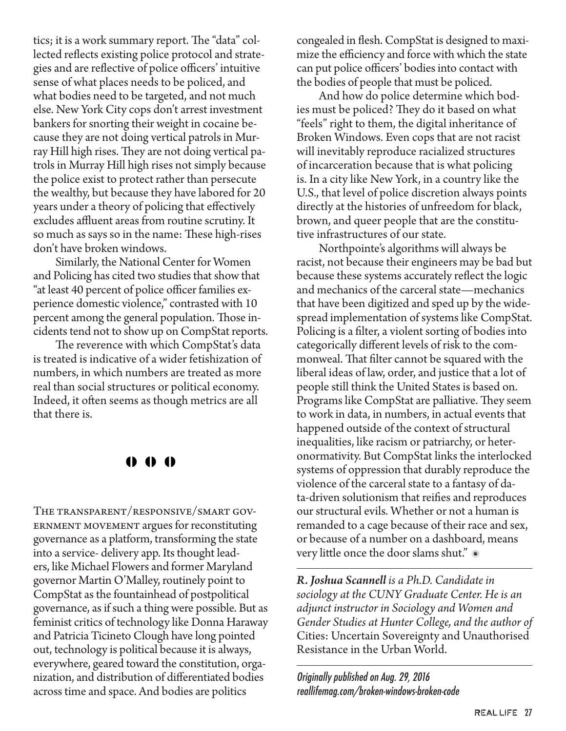tics; it is a work summary report. The "data" collected reflects existing police protocol and strategies and are reflective of police officers' intuitive sense of what places needs to be policed, and what bodies need to be targeted, and not much else. New York City cops don't arrest investment bankers for snorting their weight in cocaine because they are not doing vertical patrols in Murray Hill high rises. They are not doing vertical patrols in Murray Hill high rises not simply because the police exist to protect rather than persecute the wealthy, but because they have labored for 20 years under a theory of policing that effectively excludes affluent areas from routine scrutiny. It so much as says so in the name: These high-rises don't have broken windows.

Similarly, the National Center for Women and Policing has cited two studies that show that "at least 40 percent of police officer families experience domestic violence," contrasted with 10 percent among the general population. Those incidents tend not to show up on CompStat reports.

The reverence with which CompStat's data is treated is indicative of a wider fetishization of numbers, in which numbers are treated as more real than social structures or political economy. Indeed, it often seems as though metrics are all that there is.

THE TRANSPARENT/RESPONSIVE/SMART GOVERNMENT MOVEMENT argues for reconstituting governance as a platform, transforming the state into a service- delivery app. Its thought leaders, like Michael Flowers and former Maryland governor Martin O'Malley, routinely point to CompStat as the fountainhead of postpolitical governance, as if such a thing were possible. But as feminist critics of technology like Donna Haraway and Patricia Ticineto Clough have long pointed out, technology is political because it is always, everywhere, geared toward the constitution, organization, and distribution of differentiated bodies across time and space. And bodies are politics congealed in flesh. CompStat is designed to maximize the efficiency and force with which the state can put police officers' bodies into contact with the bodies of people that must be policed.

And how do police determine which bodies must be policed? They do it based on what "feels" right to them, the digital inheritance of Broken Windows. Even cops that are not racist will inevitably reproduce racialized structures of incarceration because that is what policing is. In a city like New York, in a country like the U.S., that level of police discretion always points directly at the histories of unfreedom for black, brown, and queer people that are the constitutive infrastructures of our state.

Northpointe's algorithms will always be racist, not because their engineers may be bad but because these systems accurately reflect the logic and mechanics of the carceral state—mechanics that have been digitized and sped up by the widespread implementation of systems like CompStat. Policing is a filter, a violent sorting of bodies into categorically different levels of risk to the commonweal. That filter cannot be squared with the liberal ideas of law, order, and justice that a lot of people still think the United States is based on. Programs like CompStat are palliative. They seem to work in data, in numbers, in actual events that happened outside of the context of structural inequalities, like racism or patriarchy, or heteronormativity. But CompStat links the interlocked systems of oppression that durably reproduce the violence of the carceral state to a fantasy of data-driven solutionism that reifies and reproduces our structural evils. Whether or not a human is remanded to a cage because of their race and sex, or because of a number on a dashboard, means very little once the door slams shut."

***R. Joshua Scannell** is a Ph.D. Candidate in sociology at the CUNY Graduate Center. He is an adjunct instructor in Sociology and Women and Gender Studies at Hunter College, and the author of* Cities: Uncertain Sovereignty and Unauthorised Resistance in the Urban World.

*Originally published on Aug. 29, 2016*
*reallifemag.com/broken-windows-broken-code*